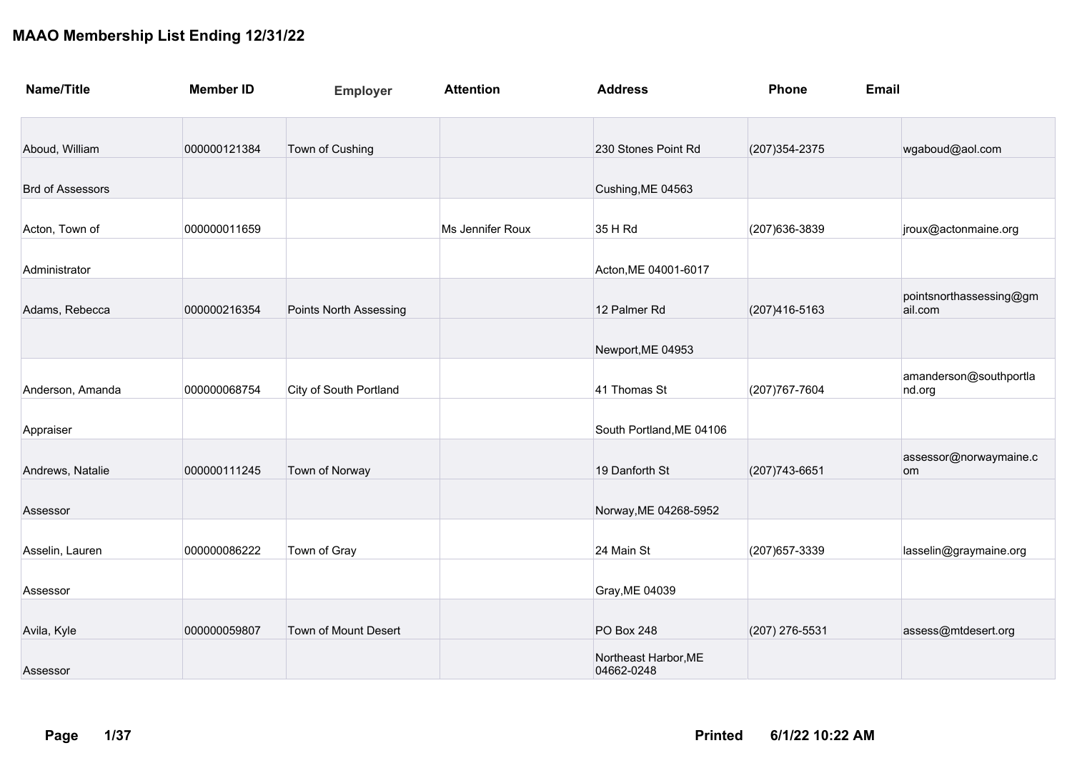# MAAO Membership List Ending 12/31/22

| Name/Title | Member ID | Employer | Attention | Address | Phone | Email |
|---|---|---|---|---|---|---|
| Aboud, William | 000000121384 | Town of Cushing | | 230 Stones Point Rd | (207)354-2375 | wgaboud@aol.com |
| Brd of Assessors | | | | Cushing,ME 04563 | | |
| Acton, Town of | 000000011659 | | Ms Jennifer Roux | 35 H Rd | (207)636-3839 | jroux@actonmaine.org |
| Administrator | | | | Acton,ME 04001-6017 | | |
| Adams, Rebecca | 000000216354 | Points North Assessing | | 12 Palmer Rd | (207)416-5163 | pointsnorthassessing@gmail.com |
| | | | | Newport,ME 04953 | | |
| Anderson, Amanda | 000000068754 | City of South Portland | | 41 Thomas St | (207)767-7604 | amanderson@southportland.org |
| Appraiser | | | | South Portland,ME 04106 | | |
| Andrews, Natalie | 000000111245 | Town of Norway | | 19 Danforth St | (207)743-6651 | assessor@norwaymaine.com |
| Assessor | | | | Norway,ME 04268-5952 | | |
| Asselin, Lauren | 000000086222 | Town of Gray | | 24 Main St | (207)657-3339 | lasselin@graymaine.org |
| Assessor | | | | Gray,ME 04039 | | |
| Avila, Kyle | 000000059807 | Town of Mount Desert | | PO Box 248 | (207) 276-5531 | assess@mtdesert.org |
| Assessor | | | | Northeast Harbor,ME 04662-0248 | | |

Printed 6/1/22 10:22 AM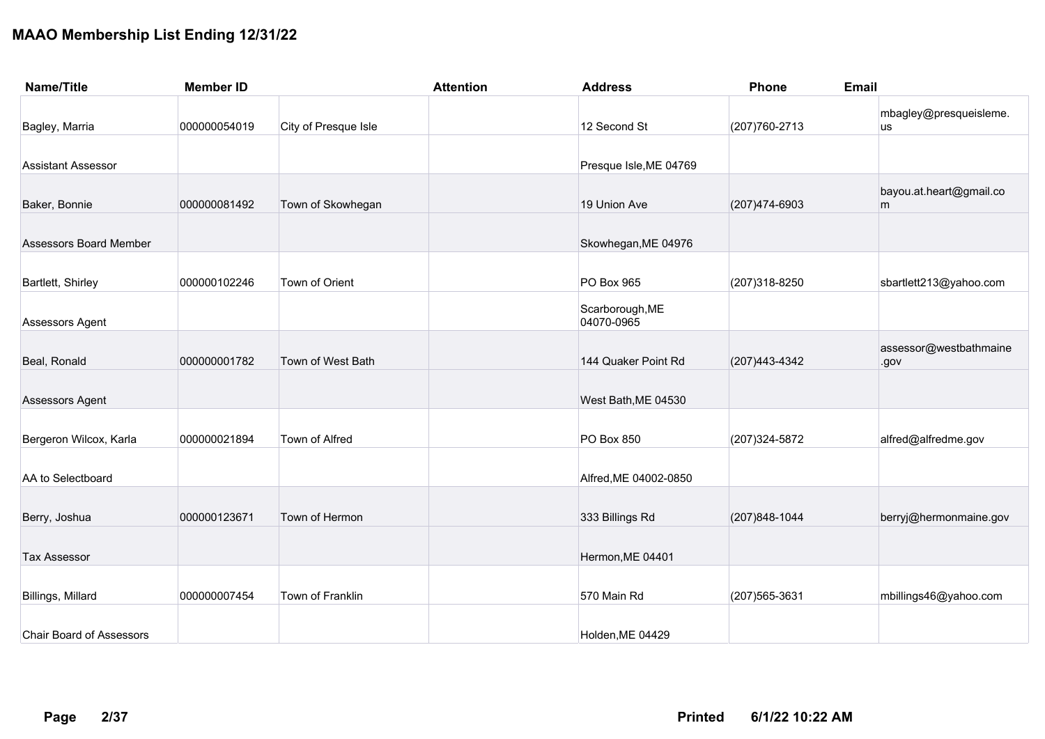# MAAO Membership List Ending 12/31/22

| Name/Title | Member ID | | Attention | Address | Phone | Email |
|---|---|---|---|---|---|---|
| Bagley, Marria | 000000054019 | City of Presque Isle | | 12 Second St | (207)760-2713 | mbagley@presqueisleme.us |
| Assistant Assessor | | | | Presque Isle,ME 04769 | | |
| Baker, Bonnie | 000000081492 | Town of Skowhegan | | 19 Union Ave | (207)474-6903 | bayou.at.heart@gmail.com |
| Assessors Board Member | | | | Skowhegan,ME 04976 | | |
| Bartlett, Shirley | 000000102246 | Town of Orient | | PO Box 965 | (207)318-8250 | sbartlett213@yahoo.com |
| Assessors Agent | | | | Scarborough,ME 04070-0965 | | |
| Beal, Ronald | 000000001782 | Town of West Bath | | 144 Quaker Point Rd | (207)443-4342 | assessor@westbathmaine.gov |
| Assessors Agent | | | | West Bath,ME 04530 | | |
| Bergeron Wilcox, Karla | 000000021894 | Town of Alfred | | PO Box 850 | (207)324-5872 | alfred@alfredme.gov |
| AA to Selectboard | | | | Alfred,ME 04002-0850 | | |
| Berry, Joshua | 000000123671 | Town of Hermon | | 333 Billings Rd | (207)848-1044 | berryj@hermonmaine.gov |
| Tax Assessor | | | | Hermon,ME 04401 | | |
| Billings, Millard | 000000007454 | Town of Franklin | | 570 Main Rd | (207)565-3631 | mbillings46@yahoo.com |
| Chair Board of Assessors | | | | Holden,ME 04429 | | |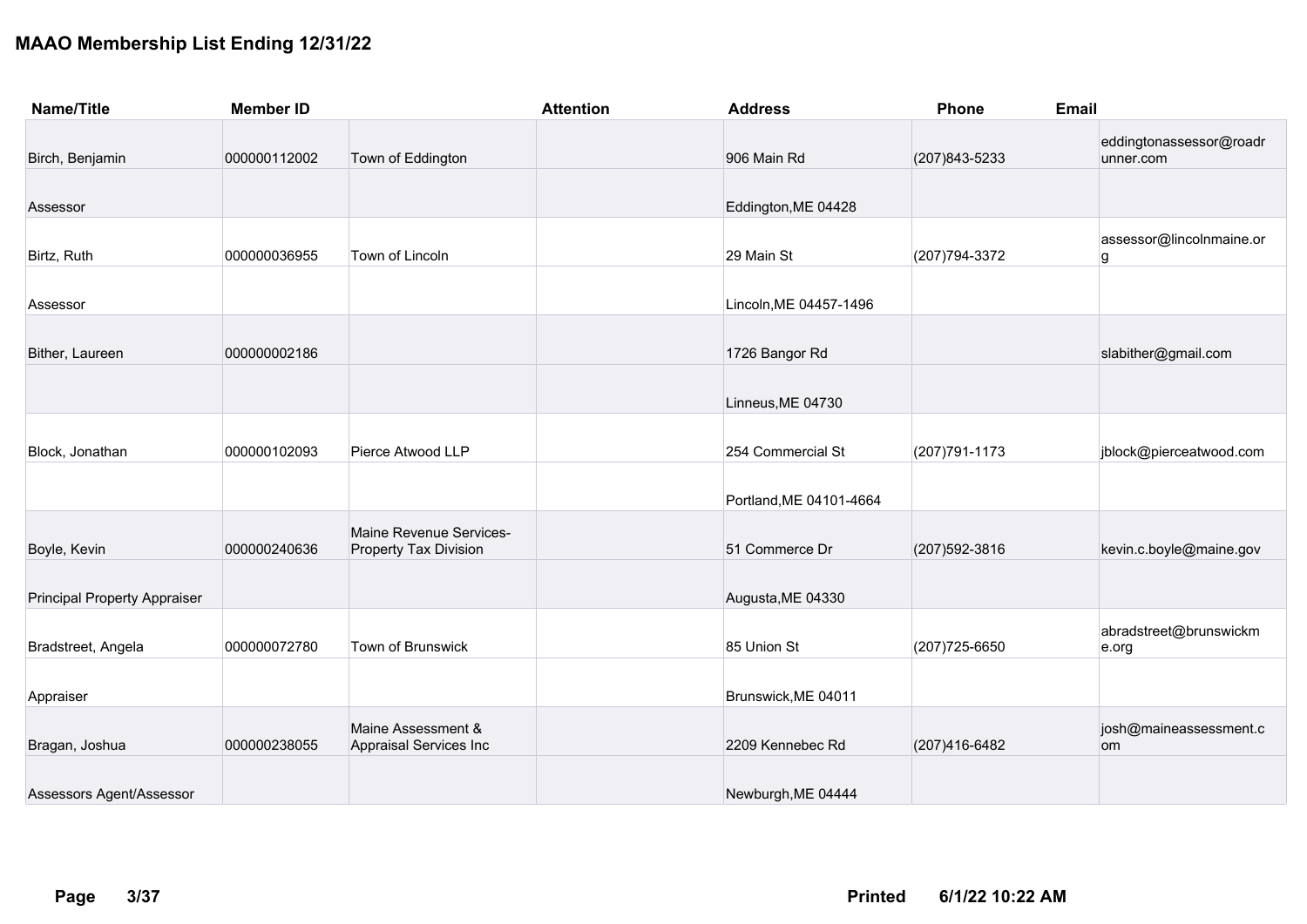## MAAO Membership List Ending 12/31/22

| Name/Title | Member ID | | Attention | Address | Phone | Email |
|---|---|---|---|---|---|---|
| Birch, Benjamin | 000000112002 | Town of Eddington | | 906 Main Rd | (207)843-5233 | eddingtonassessor@roadrunner.com |
| Assessor | | | | Eddington,ME 04428 | | |
| Birtz, Ruth | 000000036955 | Town of Lincoln | | 29 Main St | (207)794-3372 | assessor@lincolnmaine.org |
| Assessor | | | | Lincoln,ME 04457-1496 | | |
| Bither, Laureen | 000000002186 | | | 1726 Bangor Rd | | slabither@gmail.com |
| | | | | Linneus,ME 04730 | | |
| Block, Jonathan | 000000102093 | Pierce Atwood LLP | | 254 Commercial St | (207)791-1173 | jblock@pierceatwood.com |
| | | | | Portland,ME 04101-4664 | | |
| Boyle, Kevin | 000000240636 | Maine Revenue Services-Property Tax Division | | 51 Commerce Dr | (207)592-3816 | kevin.c.boyle@maine.gov |
| Principal Property Appraiser | | | | Augusta,ME 04330 | | |
| Bradstreet, Angela | 000000072780 | Town of Brunswick | | 85 Union St | (207)725-6650 | abradstreet@brunswickme.org |
| Appraiser | | | | Brunswick,ME 04011 | | |
| Bragan, Joshua | 000000238055 | Maine Assessment & Appraisal Services Inc | | 2209 Kennebec Rd | (207)416-6482 | josh@maineassessment.com |
| Assessors Agent/Assessor | | | | Newburgh,ME 04444 | | |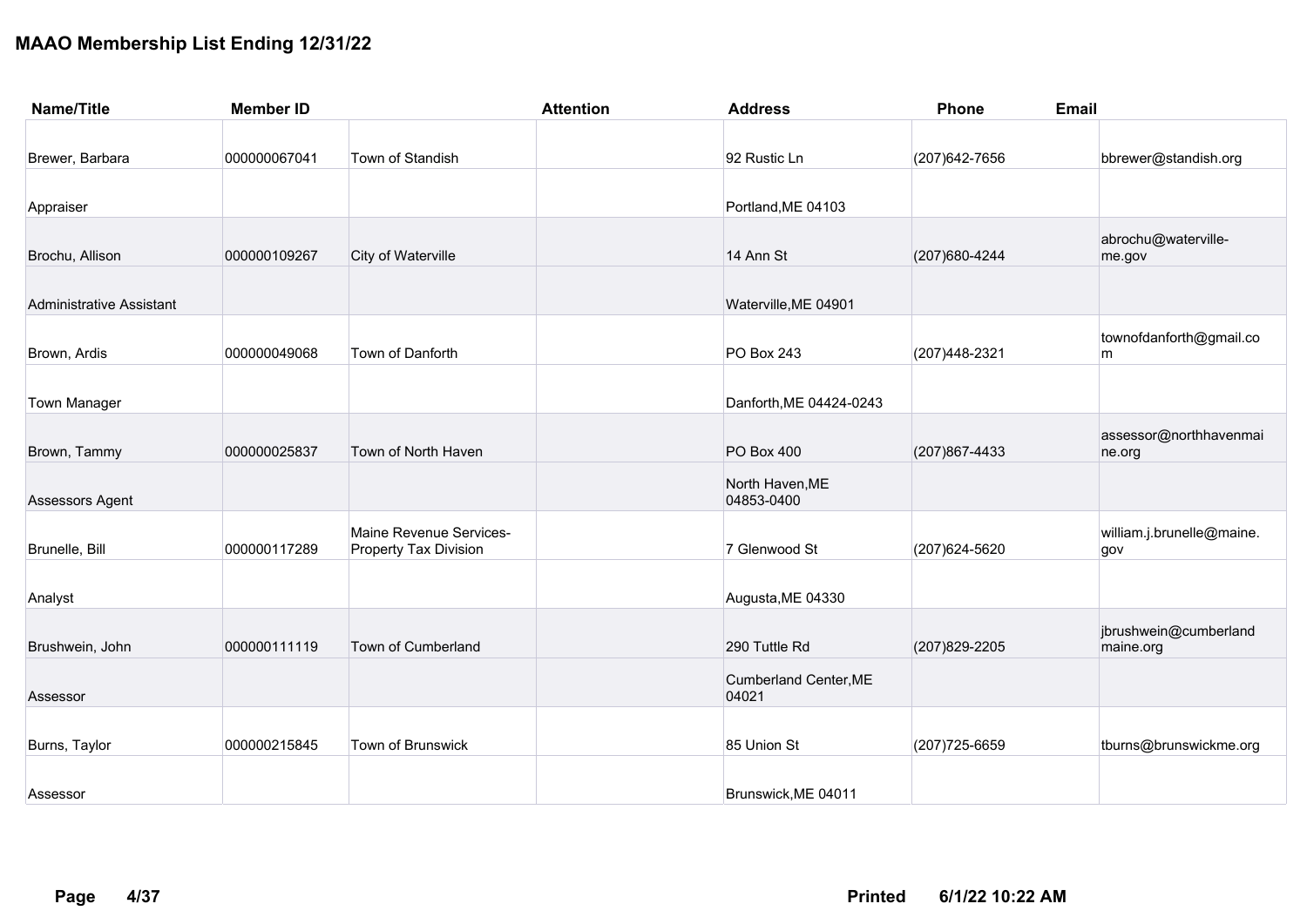# MAAO Membership List Ending 12/31/22

| Name/Title | Member ID | | Attention | Address | Phone | Email |
|---|---|---|---|---|---|---|
| Brewer, Barbara | 000000067041 | Town of Standish | | 92 Rustic Ln | (207)642-7656 | bbrewer@standish.org |
| Appraiser | | | | Portland,ME 04103 | | |
| Brochu, Allison | 000000109267 | City of Waterville | | 14 Ann St | (207)680-4244 | abrochu@waterville-me.gov |
| Administrative Assistant | | | | Waterville,ME 04901 | | |
| Brown, Ardis | 000000049068 | Town of Danforth | | PO Box 243 | (207)448-2321 | townofdanforth@gmail.com |
| Town Manager | | | | Danforth,ME 04424-0243 | | |
| Brown, Tammy | 000000025837 | Town of North Haven | | PO Box 400 | (207)867-4433 | assessor@northhavenmaine.org |
| Assessors Agent | | | | North Haven,ME 04853-0400 | | |
| Brunelle, Bill | 000000117289 | Maine Revenue Services-Property Tax Division | | 7 Glenwood St | (207)624-5620 | william.j.brunelle@maine.gov |
| Analyst | | | | Augusta,ME 04330 | | |
| Brushwein, John | 000000111119 | Town of Cumberland | | 290 Tuttle Rd | (207)829-2205 | jbrushwein@cumberlandmaine.org |
| Assessor | | | | Cumberland Center,ME 04021 | | |
| Burns, Taylor | 000000215845 | Town of Brunswick | | 85 Union St | (207)725-6659 | tburns@brunswickme.org |
| Assessor | | | | Brunswick,ME 04011 | | |

Printed 6/1/22 10:22 AM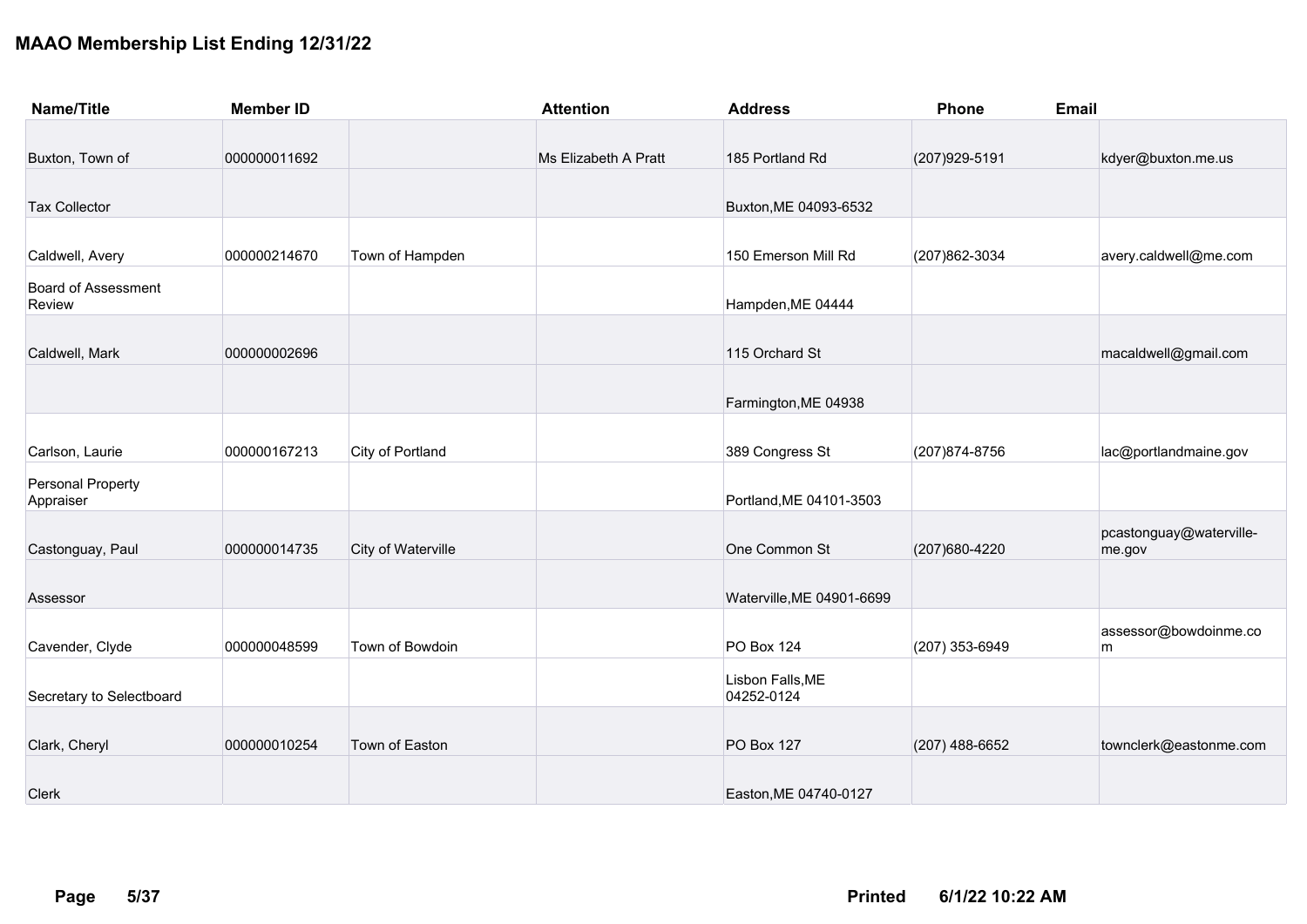## MAAO Membership List Ending 12/31/22

| Name/Title | Member ID | | Attention | Address | Phone | Email |
|---|---|---|---|---|---|---|
| Buxton, Town of | 000000011692 | | Ms Elizabeth A Pratt | 185 Portland Rd | (207)929-5191 | kdyer@buxton.me.us |
| Tax Collector | | | | Buxton,ME 04093-6532 | | |
| Caldwell, Avery | 000000214670 | Town of Hampden | | 150 Emerson Mill Rd | (207)862-3034 | avery.caldwell@me.com |
| Board of Assessment Review | | | | Hampden,ME 04444 | | |
| Caldwell, Mark | 000000002696 | | | 115 Orchard St | | macaldwell@gmail.com |
| | | | | Farmington,ME 04938 | | |
| Carlson, Laurie | 000000167213 | City of Portland | | 389 Congress St | (207)874-8756 | lac@portlandmaine.gov |
| Personal Property Appraiser | | | | Portland,ME 04101-3503 | | |
| Castonguay, Paul | 000000014735 | City of Waterville | | One Common St | (207)680-4220 | pcastonguay@waterville-me.gov |
| Assessor | | | | Waterville,ME 04901-6699 | | |
| Cavender, Clyde | 000000048599 | Town of Bowdoin | | PO Box 124 | (207) 353-6949 | assessor@bowdoinme.com |
| Secretary to Selectboard | | | | Lisbon Falls,ME 04252-0124 | | |
| Clark, Cheryl | 000000010254 | Town of Easton | | PO Box 127 | (207) 488-6652 | townclerk@eastonme.com |
| Clerk | | | | Easton,ME 04740-0127 | | |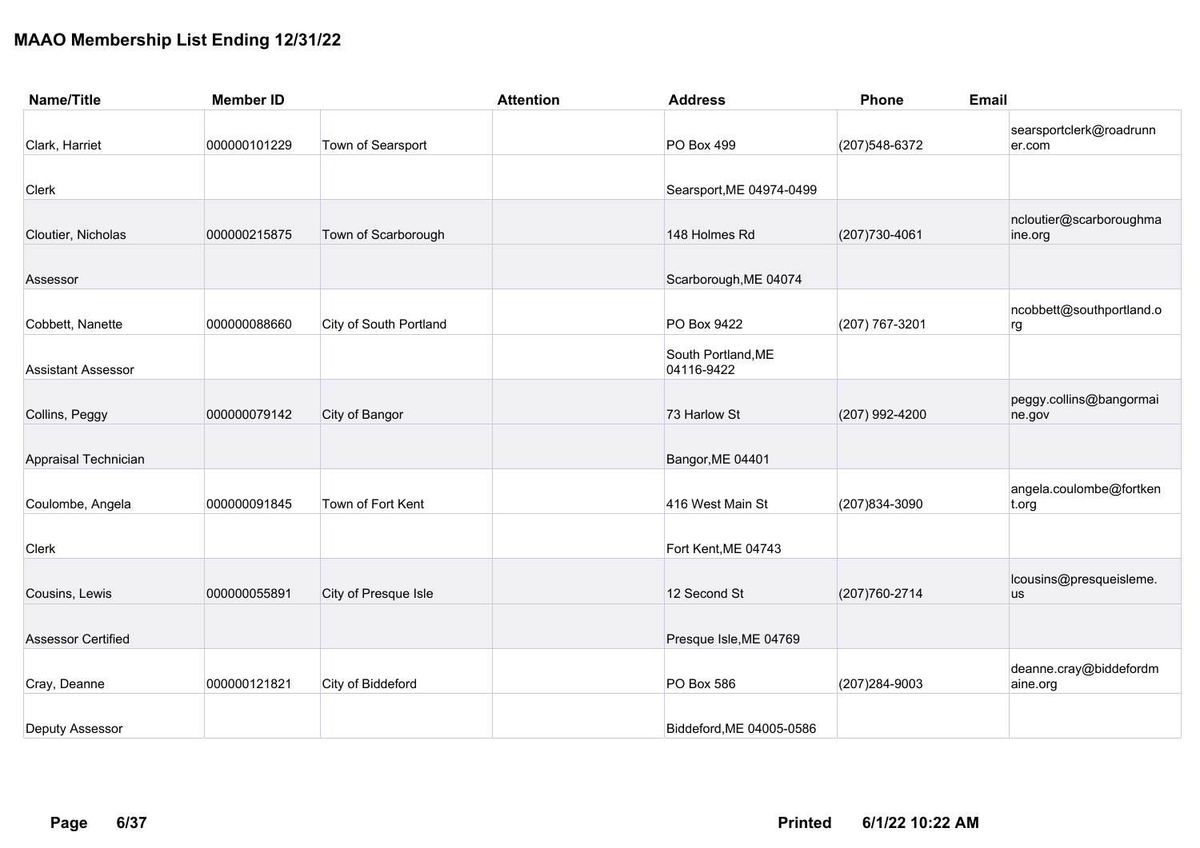# MAAO Membership List Ending 12/31/22

| Name/Title | Member ID | | Attention | Address | Phone | Email |
|---|---|---|---|---|---|---|
| Clark, Harriet | 000000101229 | Town of Searsport | | PO Box 499 | (207)548-6372 | searsportclerk@roadrunner.com |
| Clerk | | | | Searsport,ME 04974-0499 | | |
| Cloutier, Nicholas | 000000215875 | Town of Scarborough | | 148 Holmes Rd | (207)730-4061 | ncloutier@scarboroughmaine.org |
| Assessor | | | | Scarborough,ME 04074 | | |
| Cobbett, Nanette | 000000088660 | City of South Portland | | PO Box 9422 | (207) 767-3201 | ncobbett@southportland.org |
| Assistant Assessor | | | | South Portland,ME 04116-9422 | | |
| Collins, Peggy | 000000079142 | City of Bangor | | 73 Harlow St | (207) 992-4200 | peggy.collins@bangormaine.gov |
| Appraisal Technician | | | | Bangor,ME 04401 | | |
| Coulombe, Angela | 000000091845 | Town of Fort Kent | | 416 West Main St | (207)834-3090 | angela.coulombe@fortkent.org |
| Clerk | | | | Fort Kent,ME 04743 | | |
| Cousins, Lewis | 000000055891 | City of Presque Isle | | 12 Second St | (207)760-2714 | lcousins@presqueisleme.us |
| Assessor Certified | | | | Presque Isle,ME 04769 | | |
| Cray, Deanne | 000000121821 | City of Biddeford | | PO Box 586 | (207)284-9003 | deanne.cray@biddefordmaine.org |
| Deputy Assessor | | | | Biddeford,ME 04005-0586 | | |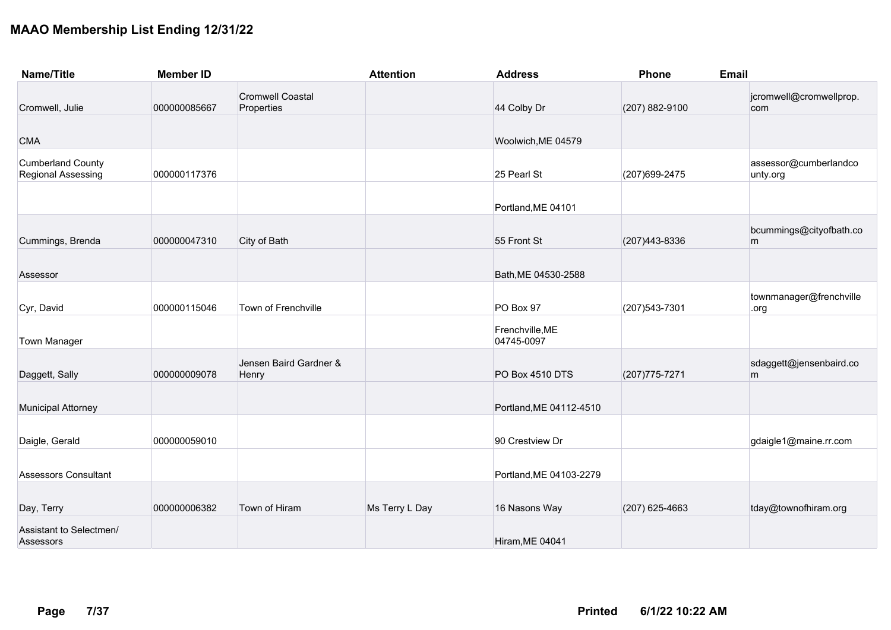# MAAO Membership List Ending 12/31/22

| Name/Title | Member ID | | Attention | Address | Phone | Email |
|---|---|---|---|---|---|---|
| Cromwell, Julie | 000000085667 | Cromwell Coastal Properties | | 44 Colby Dr | (207) 882-9100 | jcromwell@cromwellprop.com |
| CMA | | | | Woolwich,ME 04579 | | |
| Cumberland County Regional Assessing | 000000117376 | | | 25 Pearl St | (207)699-2475 | assessor@cumberlandcounty.org |
| | | | | Portland,ME 04101 | | |
| Cummings, Brenda | 000000047310 | City of Bath | | 55 Front St | (207)443-8336 | bcummings@cityofbath.com |
| Assessor | | | | Bath,ME 04530-2588 | | |
| Cyr, David | 000000115046 | Town of Frenchville | | PO Box 97 | (207)543-7301 | townmanager@frenchville.org |
| Town Manager | | | | Frenchville,ME 04745-0097 | | |
| Daggett, Sally | 000000009078 | Jensen Baird Gardner & Henry | | PO Box 4510 DTS | (207)775-7271 | sdaggett@jensenbaird.com |
| Municipal Attorney | | | | Portland,ME 04112-4510 | | |
| Daigle, Gerald | 000000059010 | | | 90 Crestview Dr | | gdaigle1@maine.rr.com |
| Assessors Consultant | | | | Portland,ME 04103-2279 | | |
| Day, Terry | 000000006382 | Town of Hiram | Ms Terry L Day | 16 Nasons Way | (207) 625-4663 | tday@townofhiram.org |
| Assistant to Selectmen/ Assessors | | | | Hiram,ME 04041 | | |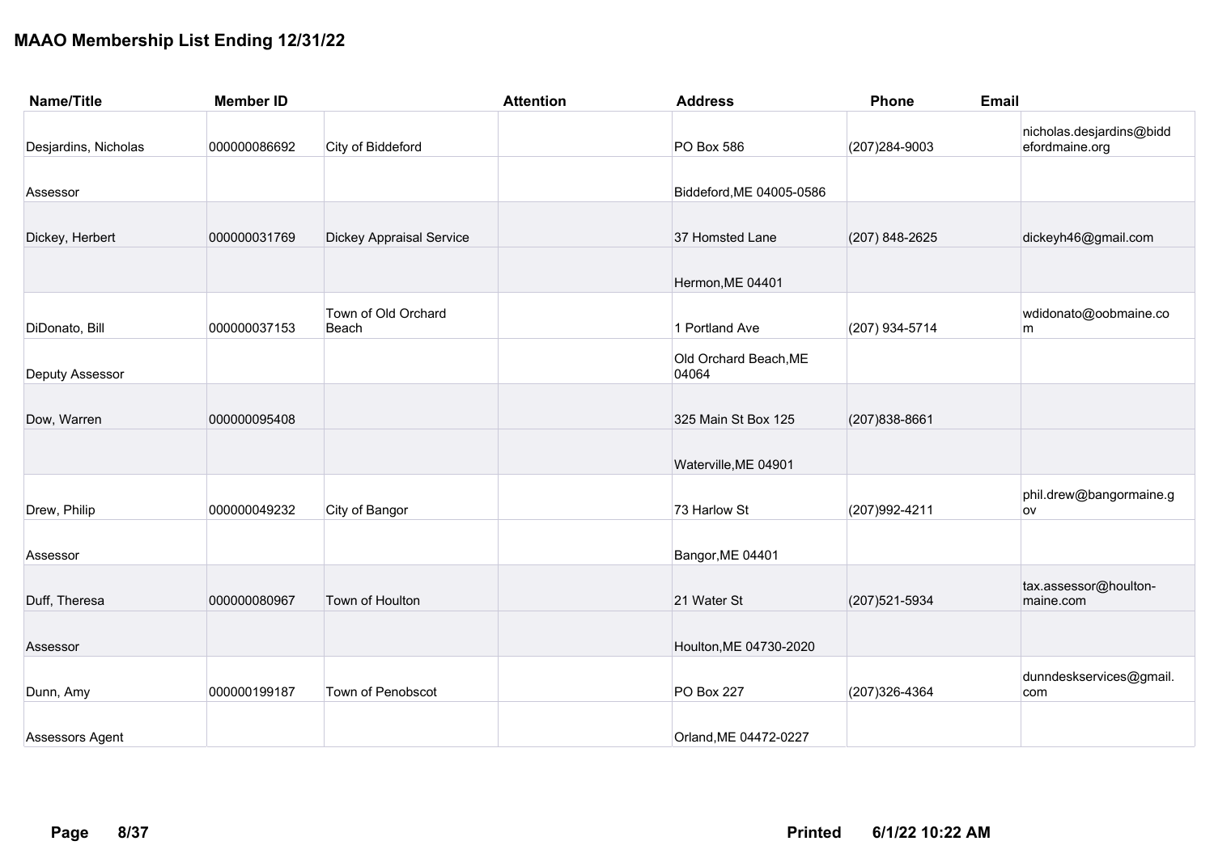# MAAO Membership List Ending 12/31/22

| Name/Title | Member ID | | Attention | Address | Phone | Email |
|---|---|---|---|---|---|---|
| Desjardins, Nicholas | 000000086692 | City of Biddeford | | PO Box 586 | (207)284-9003 | nicholas.desjardins@biddefordmaine.org |
| Assessor | | | | Biddeford,ME 04005-0586 | | |
| Dickey, Herbert | 000000031769 | Dickey Appraisal Service | | 37 Homsted Lane | (207) 848-2625 | dickeyh46@gmail.com |
| | | | | Hermon,ME 04401 | | |
| DiDonato, Bill | 000000037153 | Town of Old Orchard Beach | | 1 Portland Ave | (207) 934-5714 | wdidonato@oobmaine.com |
| Deputy Assessor | | | | Old Orchard Beach,ME 04064 | | |
| Dow, Warren | 000000095408 | | | 325 Main St Box 125 | (207)838-8661 | |
| | | | | Waterville,ME 04901 | | |
| Drew, Philip | 000000049232 | City of Bangor | | 73 Harlow St | (207)992-4211 | phil.drew@bangormaine.gov |
| Assessor | | | | Bangor,ME 04401 | | |
| Duff, Theresa | 000000080967 | Town of Houlton | | 21 Water St | (207)521-5934 | tax.assessor@houlton-maine.com |
| Assessor | | | | Houlton,ME 04730-2020 | | |
| Dunn, Amy | 000000199187 | Town of Penobscot | | PO Box 227 | (207)326-4364 | dunndeskservices@gmail.com |
| Assessors Agent | | | | Orland,ME 04472-0227 | | |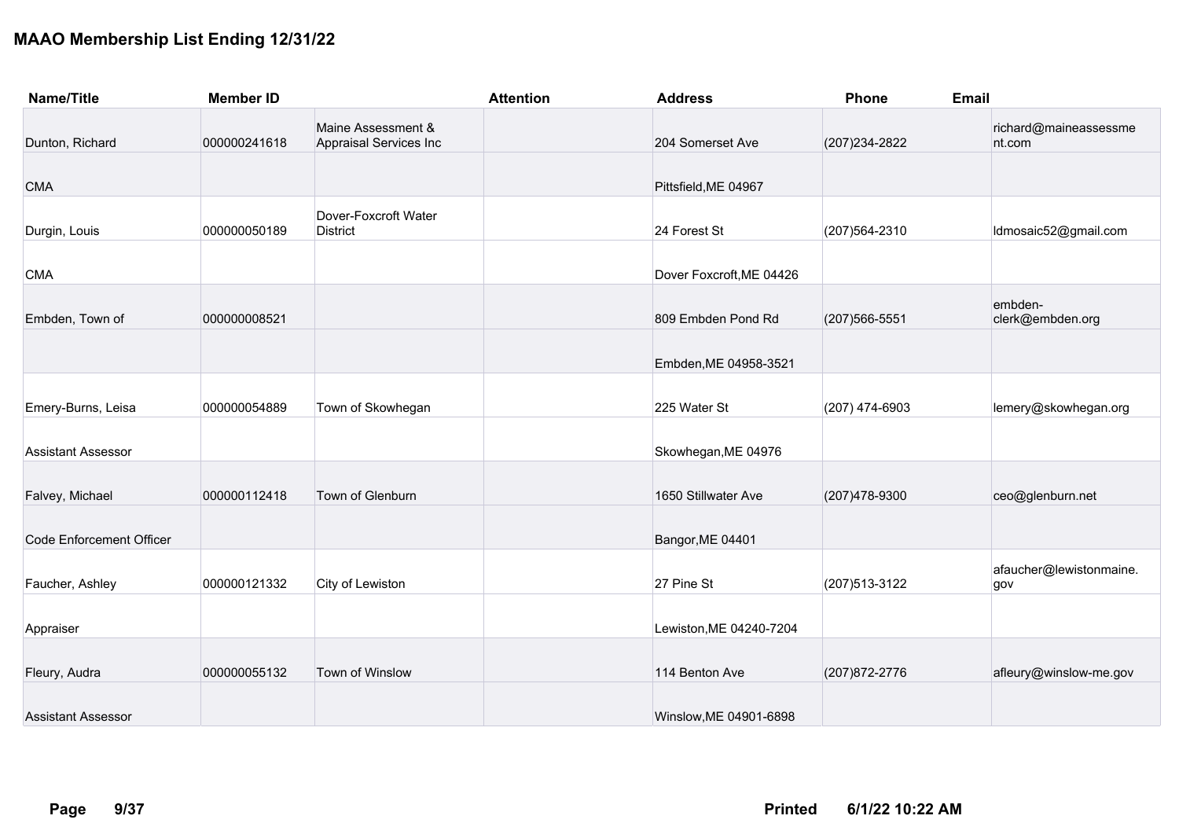# MAAO Membership List Ending 12/31/22

| Name/Title | Member ID | | Attention | Address | Phone | Email |
|---|---|---|---|---|---|---|
| Dunton, Richard | 000000241618 | Maine Assessment & Appraisal Services Inc | | 204 Somerset Ave | (207)234-2822 | richard@maineassessment.com |
| CMA | | | | Pittsfield,ME 04967 | | |
| Durgin, Louis | 000000050189 | Dover-Foxcroft Water District | | 24 Forest St | (207)564-2310 | ldmosaic52@gmail.com |
| CMA | | | | Dover Foxcroft,ME 04426 | | |
| Embden, Town of | 000000008521 | | | 809 Embden Pond Rd | (207)566-5551 | embden-clerk@embden.org |
| | | | | Embden,ME 04958-3521 | | |
| Emery-Burns, Leisa | 000000054889 | Town of Skowhegan | | 225 Water St | (207) 474-6903 | lemery@skowhegan.org |
| Assistant Assessor | | | | Skowhegan,ME 04976 | | |
| Falvey, Michael | 000000112418 | Town of Glenburn | | 1650 Stillwater Ave | (207)478-9300 | ceo@glenburn.net |
| Code Enforcement Officer | | | | Bangor,ME 04401 | | |
| Faucher, Ashley | 000000121332 | City of Lewiston | | 27 Pine St | (207)513-3122 | afaucher@lewistonmaine.gov |
| Appraiser | | | | Lewiston,ME 04240-7204 | | |
| Fleury, Audra | 000000055132 | Town of Winslow | | 114 Benton Ave | (207)872-2776 | afleury@winslow-me.gov |
| Assistant Assessor | | | | Winslow,ME 04901-6898 | | |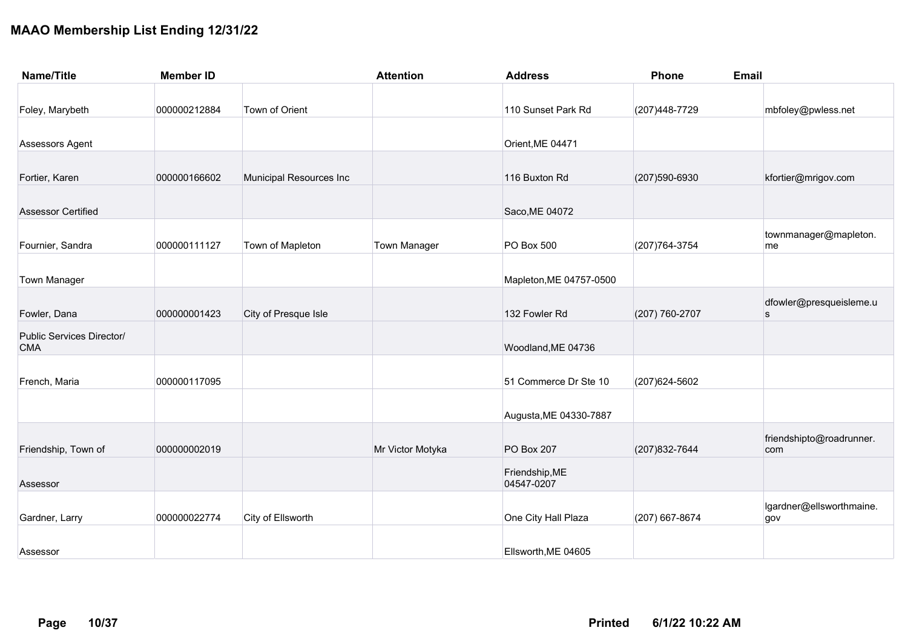# MAAO Membership List Ending 12/31/22

| Name/Title | Member ID | | Attention | Address | Phone | Email |
|---|---|---|---|---|---|---|
| Foley, Marybeth | 000000212884 | Town of Orient | | 110 Sunset Park Rd | (207)448-7729 | mbfoley@pwless.net |
| Assessors Agent | | | | Orient,ME 04471 | | |
| Fortier, Karen | 000000166602 | Municipal Resources Inc | | 116 Buxton Rd | (207)590-6930 | kfortier@mrigov.com |
| Assessor Certified | | | | Saco,ME 04072 | | |
| Fournier, Sandra | 000000111127 | Town of Mapleton | Town Manager | PO Box 500 | (207)764-3754 | townmanager@mapleton.me |
| Town Manager | | | | Mapleton,ME 04757-0500 | | |
| Fowler, Dana | 000000001423 | City of Presque Isle | | 132 Fowler Rd | (207) 760-2707 | dfowler@presqueisleme.us |
| Public Services Director/ CMA | | | | Woodland,ME 04736 | | |
| French, Maria | 000000117095 | | | 51 Commerce Dr Ste 10 | (207)624-5602 | |
| | | | | Augusta,ME 04330-7887 | | |
| Friendship, Town of | 000000002019 | | Mr Victor Motyka | PO Box 207 | (207)832-7644 | friendshipto@roadrunner.com |
| Assessor | | | | Friendship,ME 04547-0207 | | |
| Gardner, Larry | 000000022774 | City of Ellsworth | | One City Hall Plaza | (207) 667-8674 | lgardner@ellsworthmaine.gov |
| Assessor | | | | Ellsworth,ME 04605 | | |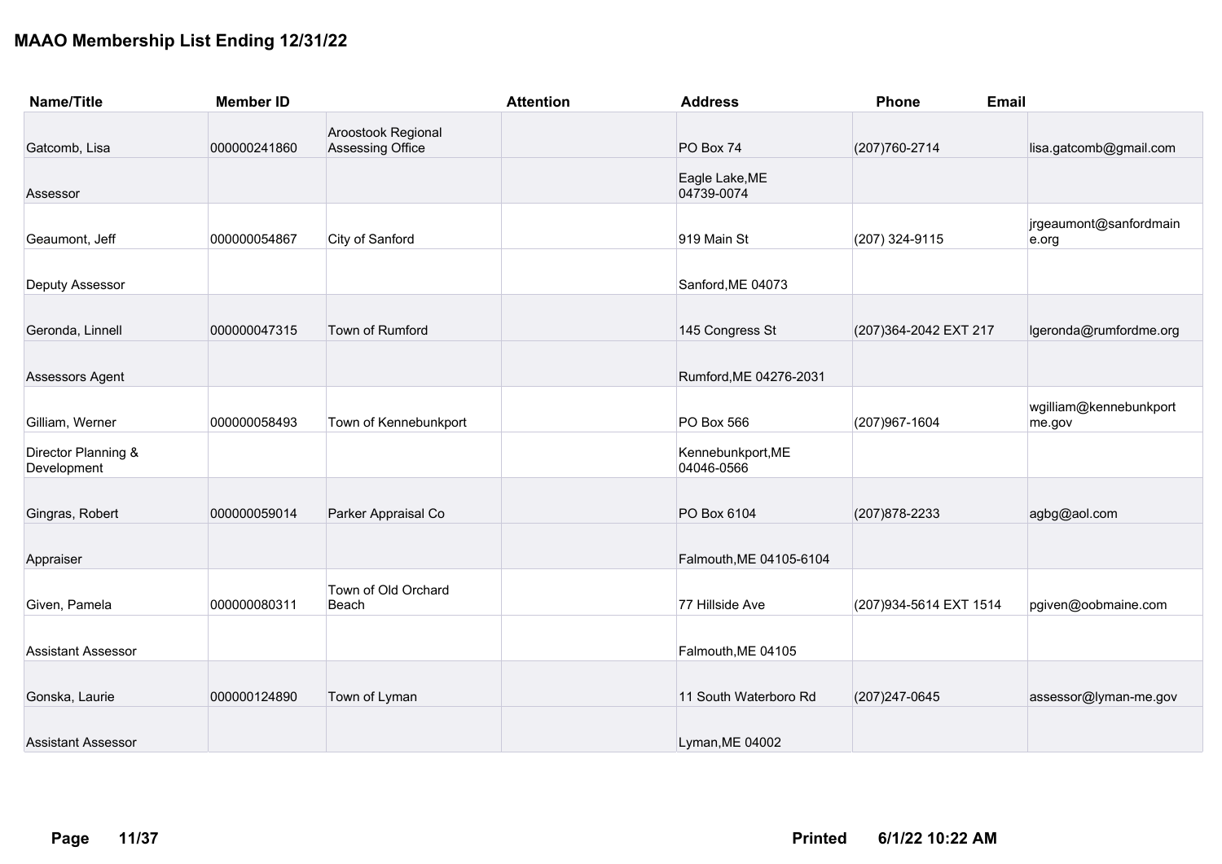# MAAO Membership List Ending 12/31/22

| Name/Title | Member ID | | Attention | Address | Phone | Email |
|---|---|---|---|---|---|---|
| Gatcomb, Lisa | 000000241860 | Aroostook Regional Assessing Office | | PO Box 74 | (207)760-2714 | lisa.gatcomb@gmail.com |
| Assessor | | | | Eagle Lake,ME 04739-0074 | | |
| Geaumont, Jeff | 000000054867 | City of Sanford | | 919 Main St | (207) 324-9115 | jrgeaumont@sanfordmaine.org |
| Deputy Assessor | | | | Sanford,ME 04073 | | |
| Geronda, Linnell | 000000047315 | Town of Rumford | | 145 Congress St | (207)364-2042 EXT 217 | lgeronda@rumfordme.org |
| Assessors Agent | | | | Rumford,ME 04276-2031 | | |
| Gilliam, Werner | 000000058493 | Town of Kennebunkport | | PO Box 566 | (207)967-1604 | wgilliam@kennebunkportme.gov |
| Director Planning & Development | | | | Kennebunkport,ME 04046-0566 | | |
| Gingras, Robert | 000000059014 | Parker Appraisal Co | | PO Box 6104 | (207)878-2233 | agbg@aol.com |
| Appraiser | | | | Falmouth,ME 04105-6104 | | |
| Given, Pamela | 000000080311 | Town of Old Orchard Beach | | 77 Hillside Ave | (207)934-5614 EXT 1514 | pgiven@oobmaine.com |
| Assistant Assessor | | | | Falmouth,ME 04105 | | |
| Gonska, Laurie | 000000124890 | Town of Lyman | | 11 South Waterboro Rd | (207)247-0645 | assessor@lyman-me.gov |
| Assistant Assessor | | | | Lyman,ME 04002 | | |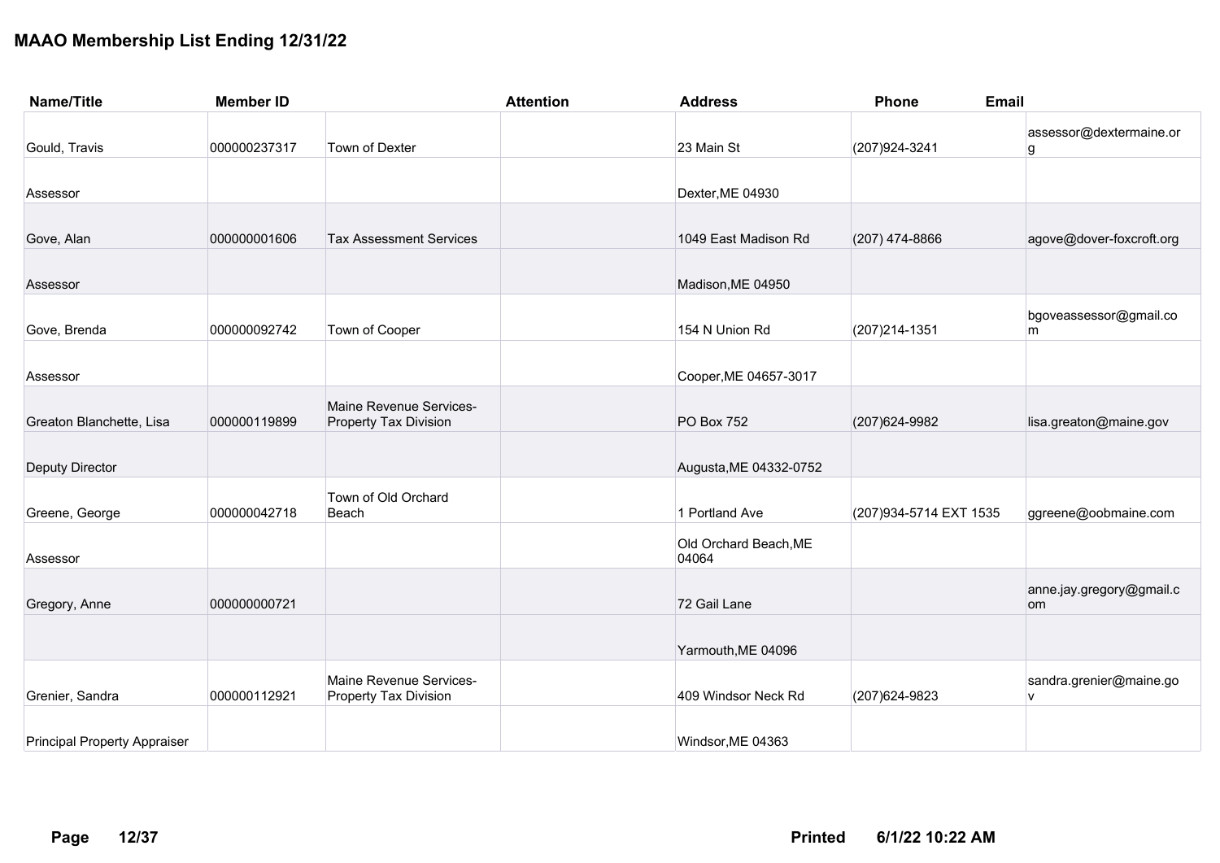# MAAO Membership List Ending 12/31/22

| Name/Title | Member ID | | Attention | Address | Phone | Email |
|---|---|---|---|---|---|---|
| Gould, Travis | 000000237317 | Town of Dexter | | 23 Main St | (207)924-3241 | assessor@dextermaine.org |
| Assessor | | | | Dexter,ME 04930 | | |
| Gove, Alan | 000000001606 | Tax Assessment Services | | 1049 East Madison Rd | (207) 474-8866 | agove@dover-foxcroft.org |
| Assessor | | | | Madison,ME 04950 | | |
| Gove, Brenda | 000000092742 | Town of Cooper | | 154 N Union Rd | (207)214-1351 | bgoveassessor@gmail.com |
| Assessor | | | | Cooper,ME 04657-3017 | | |
| Greaton Blanchette, Lisa | 000000119899 | Maine Revenue Services-Property Tax Division | | PO Box 752 | (207)624-9982 | lisa.greaton@maine.gov |
| Deputy Director | | | | Augusta,ME 04332-0752 | | |
| Greene, George | 000000042718 | Town of Old Orchard Beach | | 1 Portland Ave | (207)934-5714 EXT 1535 | ggreene@oobmaine.com |
| Assessor | | | | Old Orchard Beach,ME 04064 | | |
| Gregory, Anne | 000000000721 | | | 72 Gail Lane | | anne.jay.gregory@gmail.com |
| | | | | Yarmouth,ME 04096 | | |
| Grenier, Sandra | 000000112921 | Maine Revenue Services-Property Tax Division | | 409 Windsor Neck Rd | (207)624-9823 | sandra.grenier@maine.gov |
| Principal Property Appraiser | | | | Windsor,ME 04363 | | |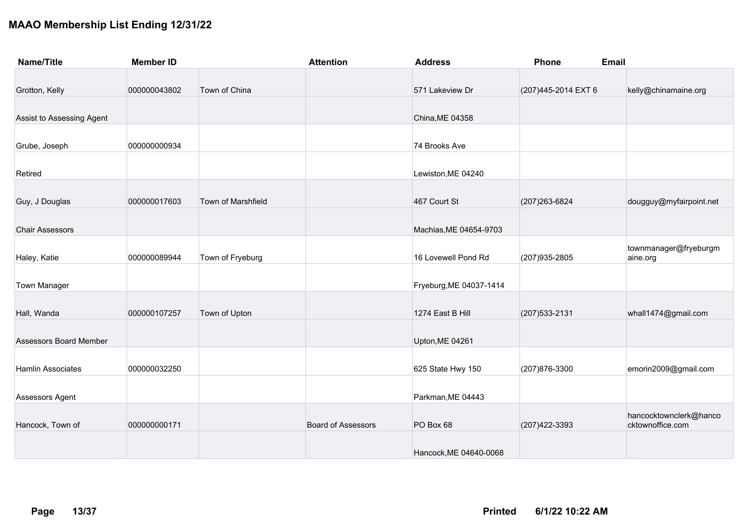# MAAO Membership List Ending 12/31/22

| Name/Title | Member ID | | Attention | Address | Phone | Email |
|---|---|---|---|---|---|---|
| Grotton, Kelly | 000000043802 | Town of China | | 571 Lakeview Dr | (207)445-2014 EXT 6 | kelly@chinamaine.org |
| Assist to Assessing Agent | | | | China,ME 04358 | | |
| Grube, Joseph | 000000000934 | | | 74 Brooks Ave | | |
| Retired | | | | Lewiston,ME 04240 | | |
| Guy, J Douglas | 000000017603 | Town of Marshfield | | 467 Court St | (207)263-6824 | dougguy@myfairpoint.net |
| Chair Assessors | | | | Machias,ME 04654-9703 | | |
| Haley, Katie | 000000089944 | Town of Fryeburg | | 16 Lovewell Pond Rd | (207)935-2805 | townmanager@fryeburgmaine.org |
| Town Manager | | | | Fryeburg,ME 04037-1414 | | |
| Hall, Wanda | 000000107257 | Town of Upton | | 1274 East B Hill | (207)533-2131 | whall1474@gmail.com |
| Assessors Board Member | | | | Upton,ME 04261 | | |
| Hamlin Associates | 000000032250 | | | 625 State Hwy 150 | (207)876-3300 | emorin2009@gmail.com |
| Assessors Agent | | | | Parkman,ME 04443 | | |
| Hancock, Town of | 000000000171 | | Board of Assessors | PO Box 68 | (207)422-3393 | hancocktownclerk@hancocktownoffice.com |
| | | | | Hancock,ME 04640-0068 | | |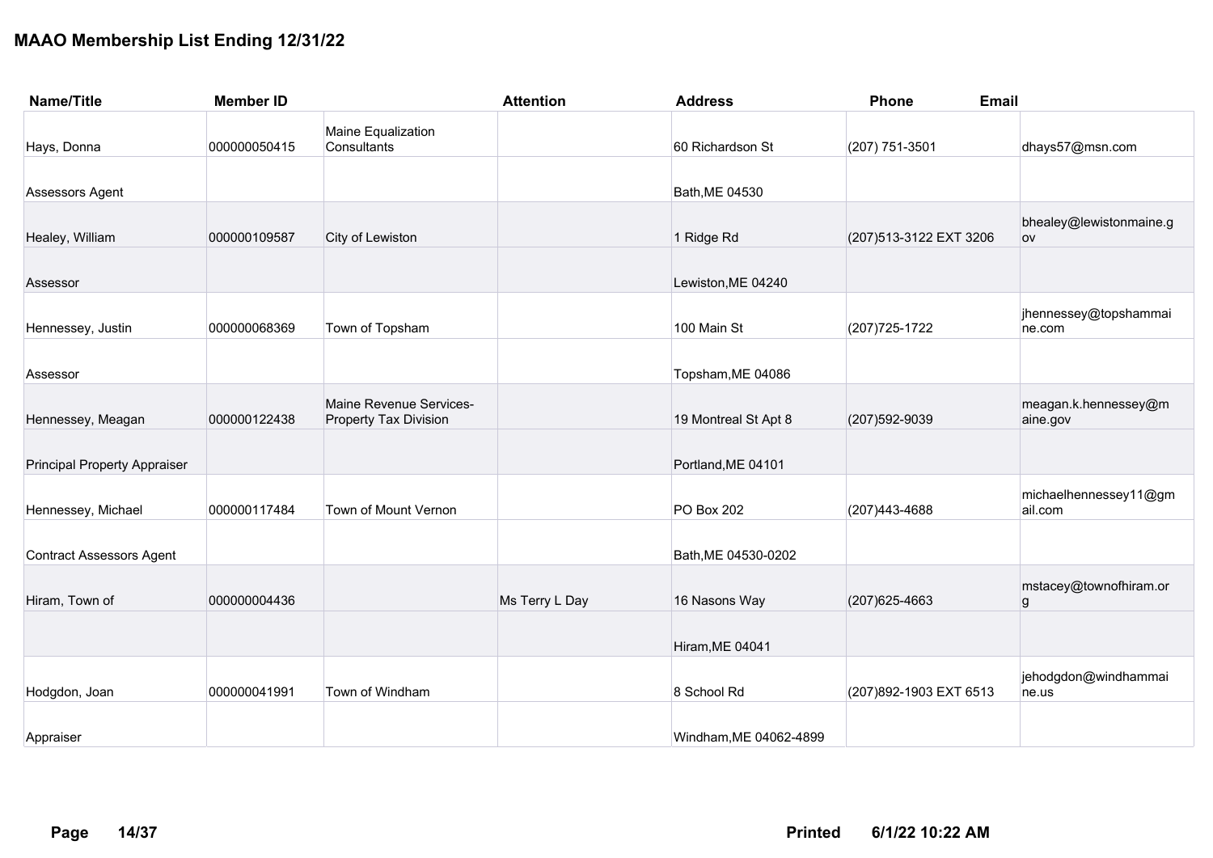# MAAO Membership List Ending 12/31/22

| Name/Title | Member ID | | Attention | Address | Phone | Email |
|---|---|---|---|---|---|---|
| Hays, Donna | 000000050415 | Maine Equalization Consultants | | 60 Richardson St | (207) 751-3501 | dhays57@msn.com |
| Assessors Agent | | | | Bath,ME 04530 | | |
| Healey, William | 000000109587 | City of Lewiston | | 1 Ridge Rd | (207)513-3122 EXT 3206 | bhealey@lewistonmaine.gov |
| Assessor | | | | Lewiston,ME 04240 | | |
| Hennessey, Justin | 000000068369 | Town of Topsham | | 100 Main St | (207)725-1722 | jhennessey@topshammaine.com |
| Assessor | | | | Topsham,ME 04086 | | |
| Hennessey, Meagan | 000000122438 | Maine Revenue Services-Property Tax Division | | 19 Montreal St Apt 8 | (207)592-9039 | meagan.k.hennessey@maine.gov |
| Principal Property Appraiser | | | | Portland,ME 04101 | | |
| Hennessey, Michael | 000000117484 | Town of Mount Vernon | | PO Box 202 | (207)443-4688 | michaelhennessey11@gmail.com |
| Contract Assessors Agent | | | | Bath,ME 04530-0202 | | |
| Hiram, Town of | 000000004436 | | Ms Terry L Day | 16 Nasons Way | (207)625-4663 | mstacey@townofhiram.org |
| | | | | Hiram,ME 04041 | | |
| Hodgdon, Joan | 000000041991 | Town of Windham | | 8 School Rd | (207)892-1903 EXT 6513 | jehodgdon@windhammaine.us |
| Appraiser | | | | Windham,ME 04062-4899 | | |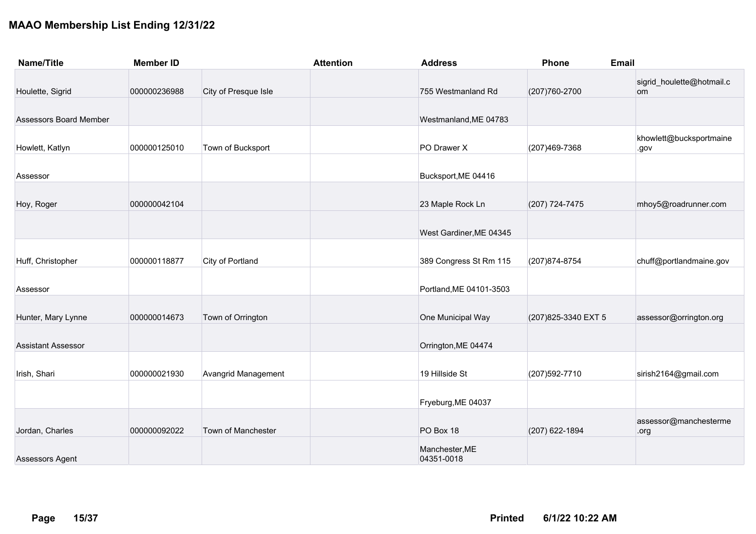# MAAO Membership List Ending 12/31/22

| Name/Title | Member ID | | Attention | Address | Phone | Email |
|---|---|---|---|---|---|---|
| Houlette, Sigrid | 000000236988 | City of Presque Isle | | 755 Westmanland Rd | (207)760-2700 | sigrid_houlette@hotmail.com |
| Assessors Board Member | | | | Westmanland,ME 04783 | | |
| Howlett, Katlyn | 000000125010 | Town of Bucksport | | PO Drawer X | (207)469-7368 | khowlett@bucksportmaine.gov |
| Assessor | | | | Bucksport,ME 04416 | | |
| Hoy, Roger | 000000042104 | | | 23 Maple Rock Ln | (207) 724-7475 | mhoy5@roadrunner.com |
| | | | | West Gardiner,ME 04345 | | |
| Huff, Christopher | 000000118877 | City of Portland | | 389 Congress St Rm 115 | (207)874-8754 | chuff@portlandmaine.gov |
| Assessor | | | | Portland,ME 04101-3503 | | |
| Hunter, Mary Lynne | 000000014673 | Town of Orrington | | One Municipal Way | (207)825-3340 EXT 5 | assessor@orrington.org |
| Assistant Assessor | | | | Orrington,ME 04474 | | |
| Irish, Shari | 000000021930 | Avangrid Management | | 19 Hillside St | (207)592-7710 | sirish2164@gmail.com |
| | | | | Fryeburg,ME 04037 | | |
| Jordan, Charles | 000000092022 | Town of Manchester | | PO Box 18 | (207) 622-1894 | assessor@mancheterme.org |
| Assessors Agent | | | | Manchester,ME 04351-0018 | | |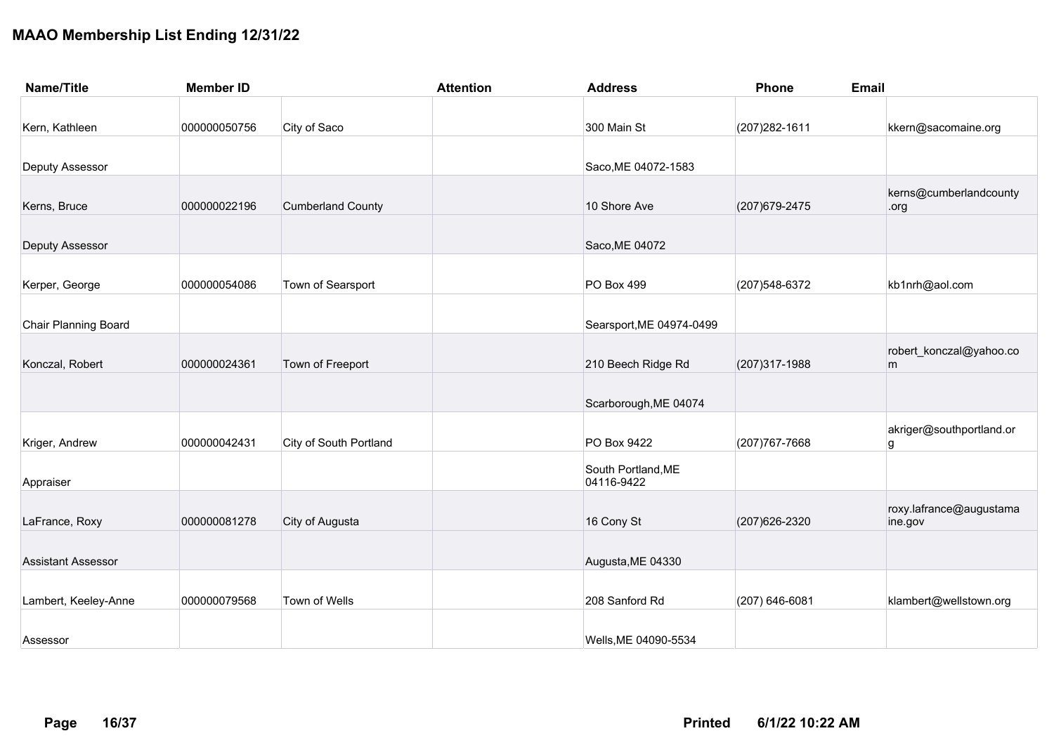# MAAO Membership List Ending 12/31/22

| Name/Title | Member ID | | Attention | Address | Phone | Email |
|---|---|---|---|---|---|---|
| Kern, Kathleen | 000000050756 | City of Saco | | 300 Main St | (207)282-1611 | kkern@sacomaine.org |
| Deputy Assessor | | | | Saco,ME 04072-1583 | | |
| Kerns, Bruce | 000000022196 | Cumberland County | | 10 Shore Ave | (207)679-2475 | kerns@cumberlandcounty.org |
| Deputy Assessor | | | | Saco,ME 04072 | | |
| Kerper, George | 000000054086 | Town of Searsport | | PO Box 499 | (207)548-6372 | kb1nrh@aol.com |
| Chair Planning Board | | | | Searsport,ME 04974-0499 | | |
| Konczal, Robert | 000000024361 | Town of Freeport | | 210 Beech Ridge Rd | (207)317-1988 | robert_konczal@yahoo.com |
| | | | | Scarborough,ME 04074 | | |
| Kriger, Andrew | 000000042431 | City of South Portland | | PO Box 9422 | (207)767-7668 | akriger@southportland.org |
| Appraiser | | | | South Portland,ME 04116-9422 | | |
| LaFrance, Roxy | 000000081278 | City of Augusta | | 16 Cony St | (207)626-2320 | roxy.lafrance@augustamaine.gov |
| Assistant Assessor | | | | Augusta,ME 04330 | | |
| Lambert, Keeley-Anne | 000000079568 | Town of Wells | | 208 Sanford Rd | (207) 646-6081 | klambert@wellstown.org |
| Assessor | | | | Wells,ME 04090-5534 | | |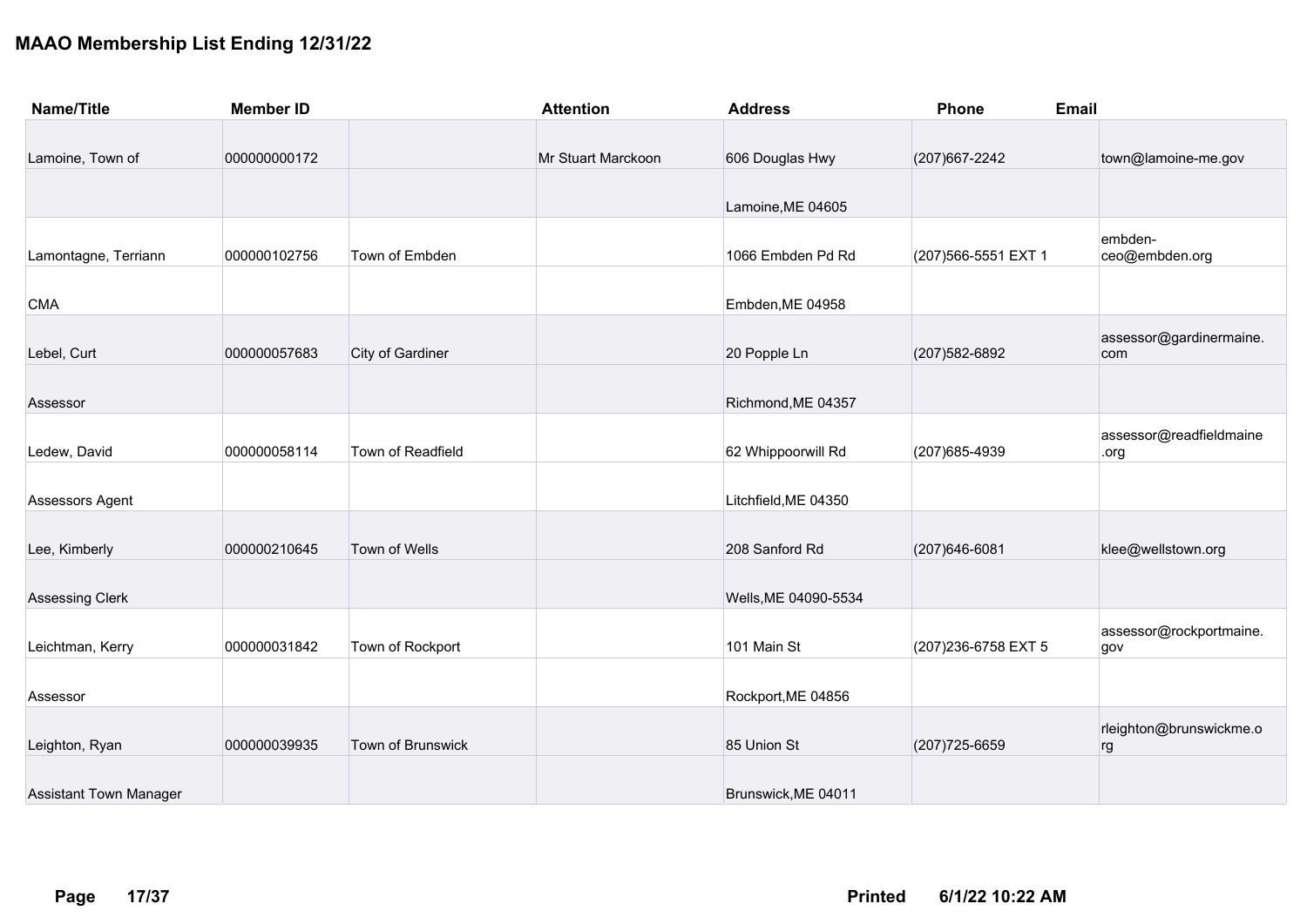## MAAO Membership List Ending 12/31/22

| Name/Title | Member ID | | Attention | Address | Phone | Email |
|---|---|---|---|---|---|---|
| Lamoine, Town of | 000000000172 | | Mr Stuart Marckoon | 606 Douglas Hwy | (207)667-2242 | town@lamoine-me.gov |
| | | | | Lamoine,ME 04605 | | |
| Lamontagne, Terriann | 000000102756 | Town of Embden | | 1066 Embden Pd Rd | (207)566-5551 EXT 1 | embden-ceo@embden.org |
| CMA | | | | Embden,ME 04958 | | |
| Lebel, Curt | 000000057683 | City of Gardiner | | 20 Popple Ln | (207)582-6892 | assessor@gardinermaine.com |
| Assessor | | | | Richmond,ME 04357 | | |
| Ledew, David | 000000058114 | Town of Readfield | | 62 Whippoorwill Rd | (207)685-4939 | assessor@readfieldmaine.org |
| Assessors Agent | | | | Litchfield,ME 04350 | | |
| Lee, Kimberly | 000000210645 | Town of Wells | | 208 Sanford Rd | (207)646-6081 | klee@wellstown.org |
| Assessing Clerk | | | | Wells,ME 04090-5534 | | |
| Leichtman, Kerry | 000000031842 | Town of Rockport | | 101 Main St | (207)236-6758 EXT 5 | assessor@rockportmaine.gov |
| Assessor | | | | Rockport,ME 04856 | | |
| Leighton, Ryan | 000000039935 | Town of Brunswick | | 85 Union St | (207)725-6659 | rleighton@brunswickme.org |
| Assistant Town Manager | | | | Brunswick,ME 04011 | | |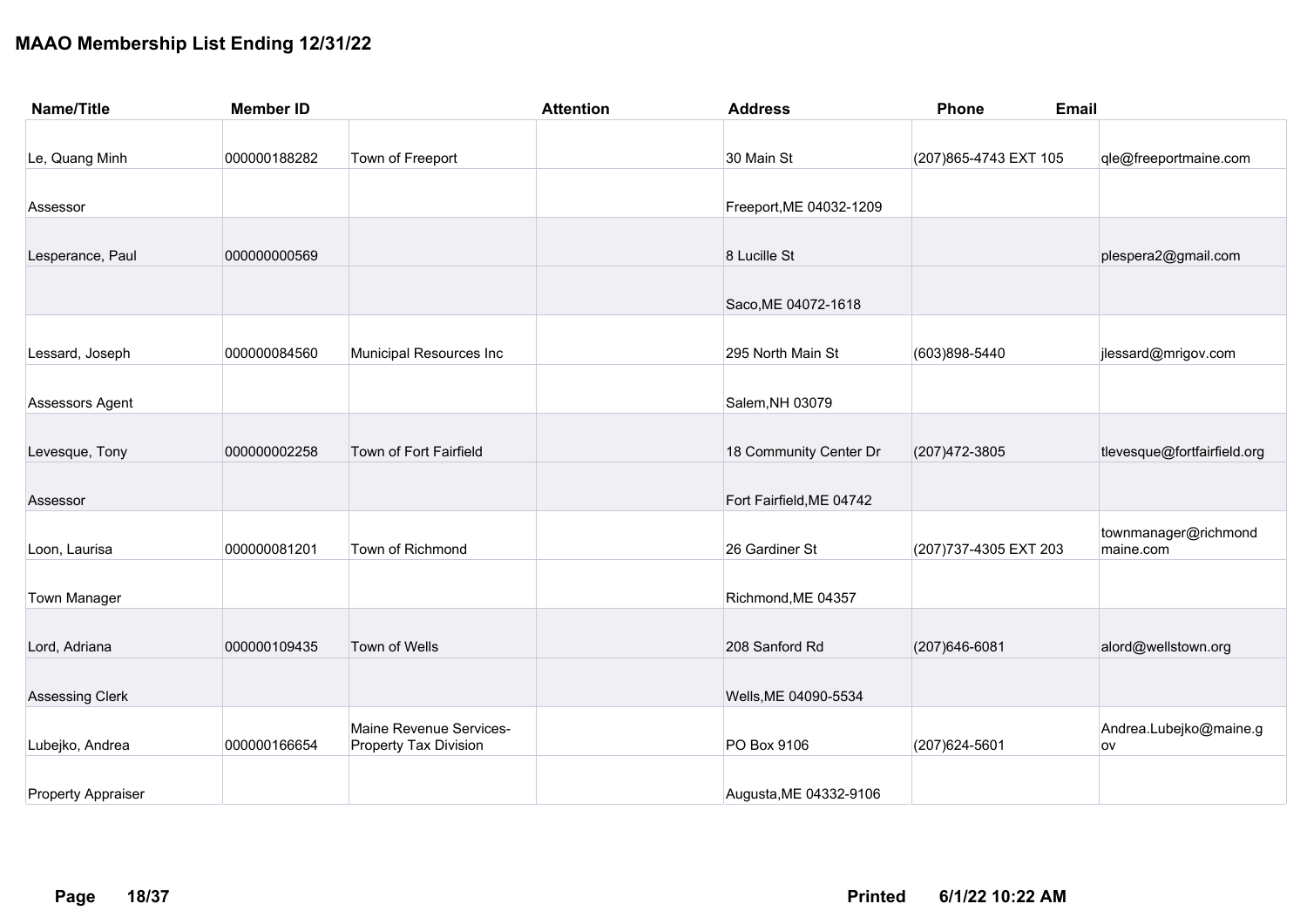# MAAO Membership List Ending 12/31/22

| Name/Title | Member ID | | Attention | Address | Phone | Email |
|---|---|---|---|---|---|---|
| Le, Quang Minh | 000000188282 | Town of Freeport | | 30 Main St | (207)865-4743 EXT 105 | qle@freeportmaine.com |
| Assessor | | | | Freeport,ME 04032-1209 | | |
| Lesperance, Paul | 000000000569 | | | 8 Lucille St | | plespera2@gmail.com |
| | | | | Saco,ME 04072-1618 | | |
| Lessard, Joseph | 000000084560 | Municipal Resources Inc | | 295 North Main St | (603)898-5440 | jlessard@mrigov.com |
| Assessors Agent | | | | Salem,NH 03079 | | |
| Levesque, Tony | 000000002258 | Town of Fort Fairfield | | 18 Community Center Dr | (207)472-3805 | tlevesque@fortfairfield.org |
| Assessor | | | | Fort Fairfield,ME 04742 | | |
| Loon, Laurisa | 000000081201 | Town of Richmond | | 26 Gardiner St | (207)737-4305 EXT 203 | townmanager@richmondmaine.com |
| Town Manager | | | | Richmond,ME 04357 | | |
| Lord, Adriana | 000000109435 | Town of Wells | | 208 Sanford Rd | (207)646-6081 | alord@wellstown.org |
| Assessing Clerk | | | | Wells,ME 04090-5534 | | |
| Lubejko, Andrea | 000000166654 | Maine Revenue Services-Property Tax Division | | PO Box 9106 | (207)624-5601 | Andrea.Lubejko@maine.gov |
| Property Appraiser | | | | Augusta,ME 04332-9106 | | |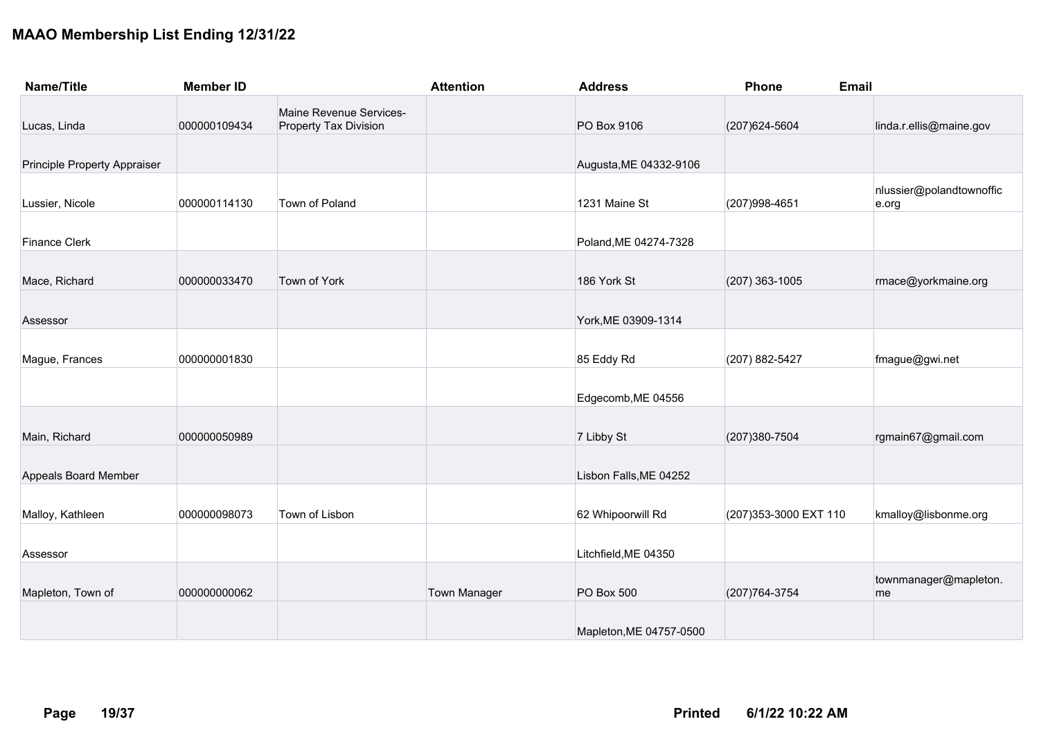# MAAO Membership List Ending 12/31/22

| Name/Title | Member ID | | Attention | Address | Phone | Email |
|---|---|---|---|---|---|---|
| Lucas, Linda | 000000109434 | Maine Revenue Services-Property Tax Division | | PO Box 9106 | (207)624-5604 | linda.r.ellis@maine.gov |
| Principle Property Appraiser | | | | Augusta,ME 04332-9106 | | |
| Lussier, Nicole | 000000114130 | Town of Poland | | 1231 Maine St | (207)998-4651 | nlussier@polandtownoffice.org |
| Finance Clerk | | | | Poland,ME 04274-7328 | | |
| Mace, Richard | 000000033470 | Town of York | | 186 York St | (207) 363-1005 | rmace@yorkmaine.org |
| Assessor | | | | York,ME 03909-1314 | | |
| Mague, Frances | 000000001830 | | | 85 Eddy Rd | (207) 882-5427 | fmague@gwi.net |
| | | | | Edgecomb,ME 04556 | | |
| Main, Richard | 000000050989 | | | 7 Libby St | (207)380-7504 | rgmain67@gmail.com |
| Appeals Board Member | | | | Lisbon Falls,ME 04252 | | |
| Malloy, Kathleen | 000000098073 | Town of Lisbon | | 62 Whipoorwill Rd | (207)353-3000 EXT 110 | kmalloy@lisbonme.org |
| Assessor | | | | Litchfield,ME 04350 | | |
| Mapleton, Town of | 000000000062 | | Town Manager | PO Box 500 | (207)764-3754 | townmanager@mapleton.me |
| | | | | Mapleton,ME 04757-0500 | | |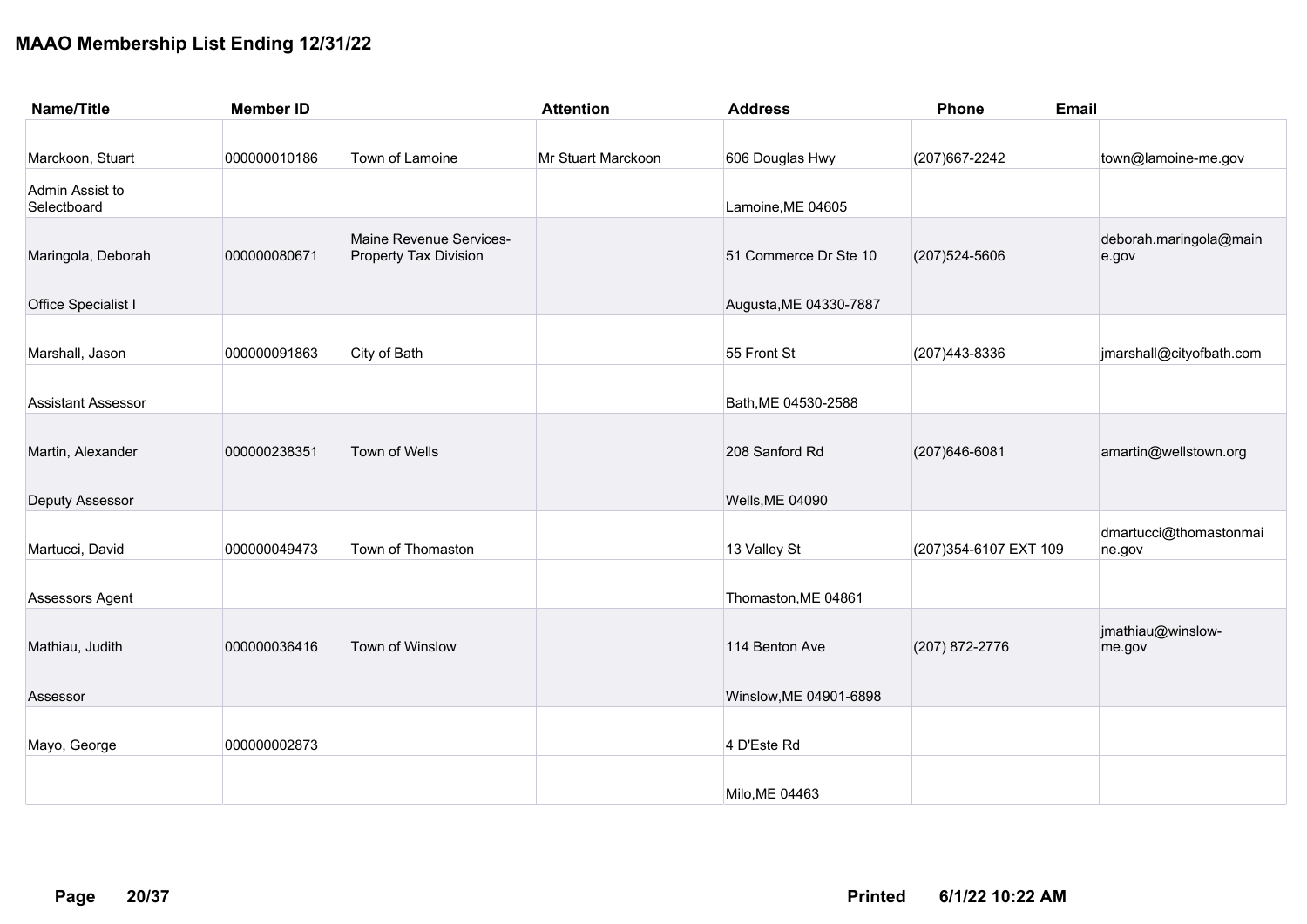# MAAO Membership List Ending 12/31/22

| Name/Title | Member ID | | Attention | Address | Phone | Email |
|---|---|---|---|---|---|---|
| Marckoon, Stuart | 000000010186 | Town of Lamoine | Mr Stuart Marckoon | 606 Douglas Hwy | (207)667-2242 | town@lamoine-me.gov |
| Admin Assist to Selectboard | | | | Lamoine,ME 04605 | | |
| Maringola, Deborah | 000000080671 | Maine Revenue Services-Property Tax Division | | 51 Commerce Dr Ste 10 | (207)524-5606 | deborah.maringola@maine.gov |
| Office Specialist I | | | | Augusta,ME 04330-7887 | | |
| Marshall, Jason | 000000091863 | City of Bath | | 55 Front St | (207)443-8336 | jmarshall@cityofbath.com |
| Assistant Assessor | | | | Bath,ME 04530-2588 | | |
| Martin, Alexander | 000000238351 | Town of Wells | | 208 Sanford Rd | (207)646-6081 | amartin@wellstown.org |
| Deputy Assessor | | | | Wells,ME 04090 | | |
| Martucci, David | 000000049473 | Town of Thomaston | | 13 Valley St | (207)354-6107 EXT 109 | dmartucci@thomastonmaine.gov |
| Assessors Agent | | | | Thomaston,ME 04861 | | |
| Mathiau, Judith | 000000036416 | Town of Winslow | | 114 Benton Ave | (207) 872-2776 | jmathiau@winslow-me.gov |
| Assessor | | | | Winslow,ME 04901-6898 | | |
| Mayo, George | 000000002873 | | | 4 D'Este Rd | | |
| | | | | Milo,ME 04463 | | |

Printed 6/1/22 10:22 AM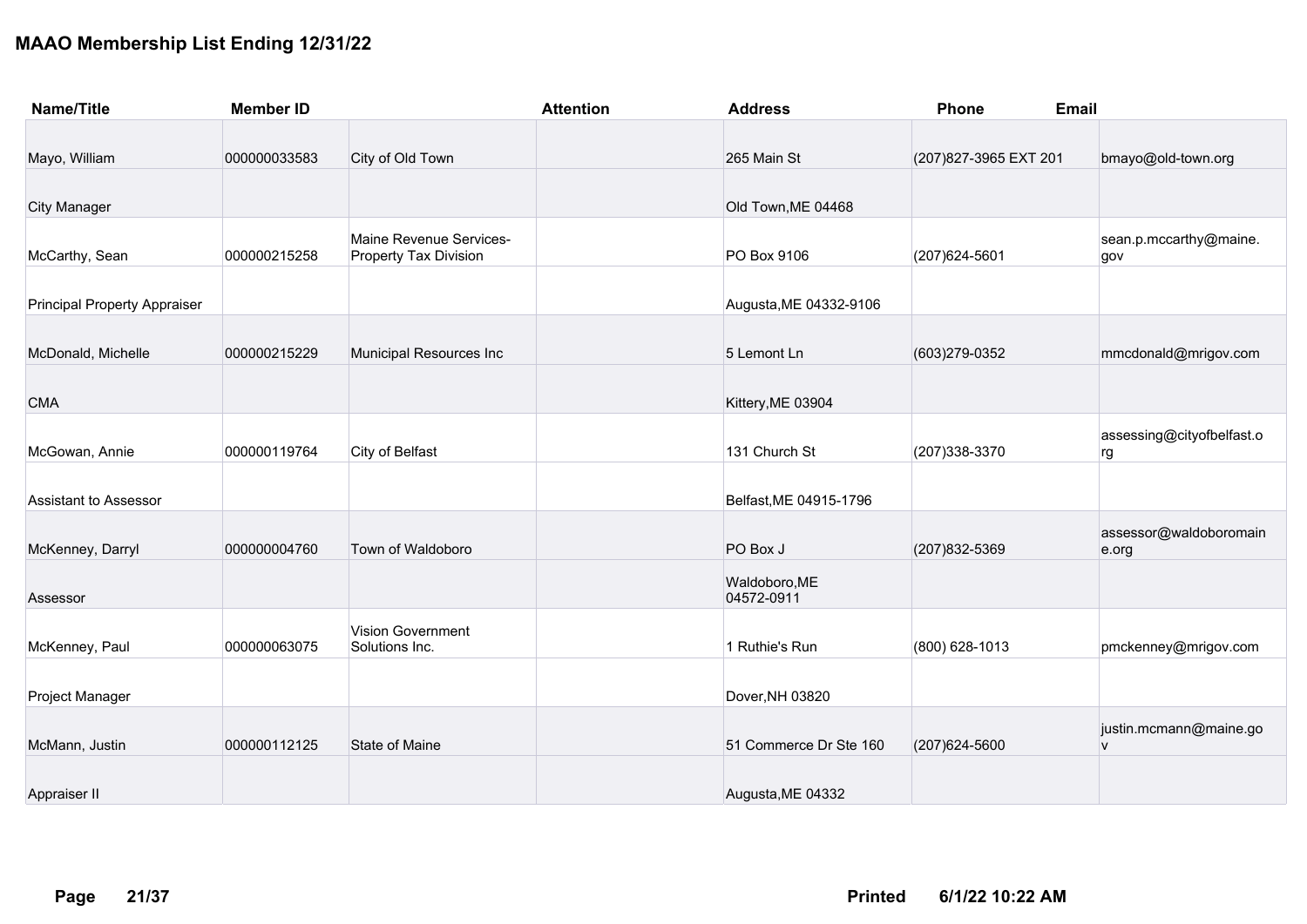# MAAO Membership List Ending 12/31/22

| Name/Title | Member ID | | Attention | Address | Phone | Email |
|---|---|---|---|---|---|---|
| Mayo, William | 000000033583 | City of Old Town | | 265 Main St | (207)827-3965 EXT 201 | bmayo@old-town.org |
| City Manager | | | | Old Town,ME 04468 | | |
| McCarthy, Sean | 000000215258 | Maine Revenue Services-Property Tax Division | | PO Box 9106 | (207)624-5601 | sean.p.mccarthy@maine.gov |
| Principal Property Appraiser | | | | Augusta,ME 04332-9106 | | |
| McDonald, Michelle | 000000215229 | Municipal Resources Inc | | 5 Lemont Ln | (603)279-0352 | mmcdonald@mrigov.com |
| CMA | | | | Kittery,ME 03904 | | |
| McGowan, Annie | 000000119764 | City of Belfast | | 131 Church St | (207)338-3370 | assessing@cityofbelfast.org |
| Assistant to Assessor | | | | Belfast,ME 04915-1796 | | |
| McKenney, Darryl | 000000004760 | Town of Waldoboro | | PO Box J | (207)832-5369 | assessor@waldoboromaine.org |
| Assessor | | | | Waldoboro,ME 04572-0911 | | |
| McKenney, Paul | 000000063075 | Vision Government Solutions Inc. | | 1 Ruthie's Run | (800) 628-1013 | pmckenney@mrigov.com |
| Project Manager | | | | Dover,NH 03820 | | |
| McMann, Justin | 000000112125 | State of Maine | | 51 Commerce Dr Ste 160 | (207)624-5600 | justin.mcmann@maine.gov |
| Appraiser II | | | | Augusta,ME 04332 | | |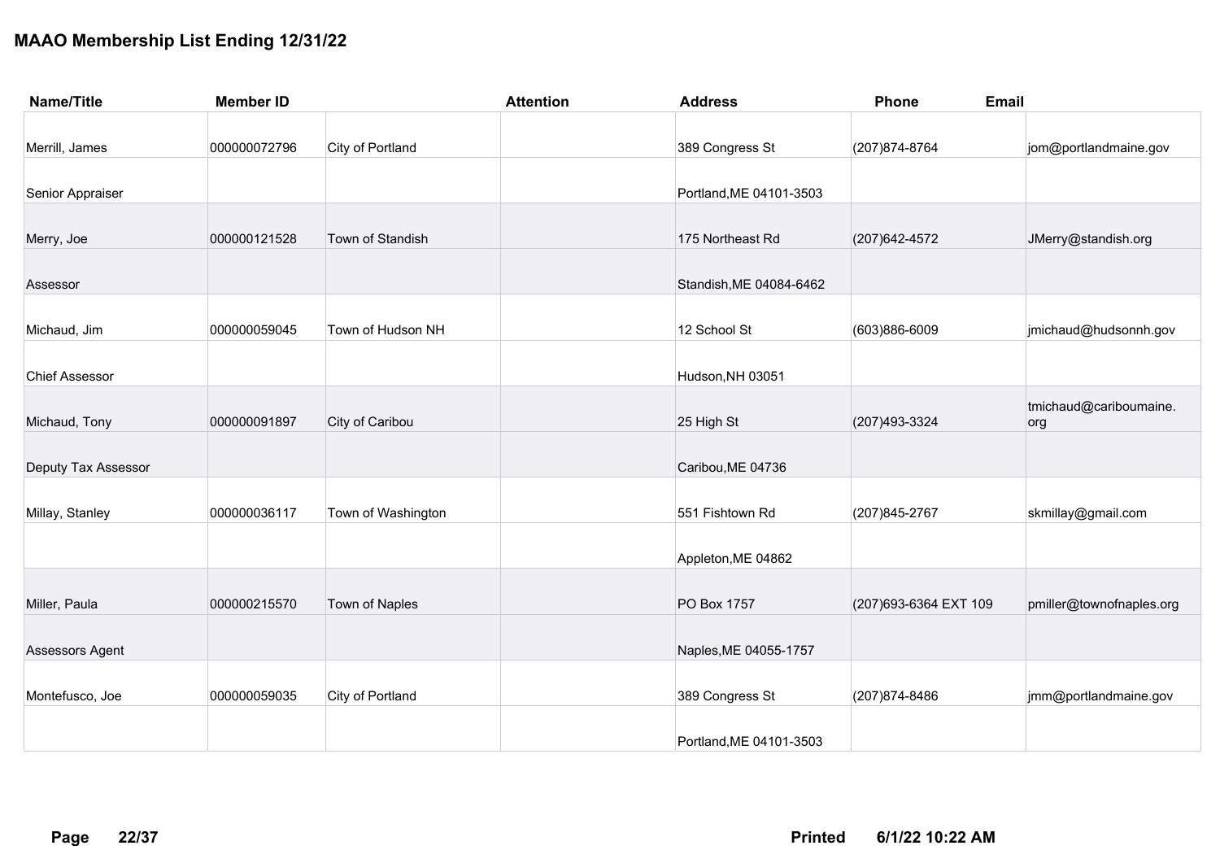# MAAO Membership List Ending 12/31/22

| Name/Title | Member ID | | Attention | Address | Phone | Email |
|---|---|---|---|---|---|---|
| Merrill, James | 000000072796 | City of Portland | | 389 Congress St | (207)874-8764 | jom@portlandmaine.gov |
| Senior Appraiser | | | | Portland,ME 04101-3503 | | |
| Merry, Joe | 000000121528 | Town of Standish | | 175 Northeast Rd | (207)642-4572 | JMerry@standish.org |
| Assessor | | | | Standish,ME 04084-6462 | | |
| Michaud, Jim | 000000059045 | Town of Hudson NH | | 12 School St | (603)886-6009 | jmichaud@hudsonnh.gov |
| Chief Assessor | | | | Hudson,NH 03051 | | |
| Michaud, Tony | 000000091897 | City of Caribou | | 25 High St | (207)493-3324 | tmichaud@cariboumaine.org |
| Deputy Tax Assessor | | | | Caribou,ME 04736 | | |
| Millay, Stanley | 000000036117 | Town of Washington | | 551 Fishtown Rd | (207)845-2767 | skmillay@gmail.com |
| | | | | Appleton,ME 04862 | | |
| Miller, Paula | 000000215570 | Town of Naples | | PO Box 1757 | (207)693-6364 EXT 109 | pmiller@townofnaples.org |
| Assessors Agent | | | | Naples,ME 04055-1757 | | |
| Montefusco, Joe | 000000059035 | City of Portland | | 389 Congress St | (207)874-8486 | jmm@portlandmaine.gov |
| | | | | Portland,ME 04101-3503 | | |

**Printed** 6/1/22 10:22 AM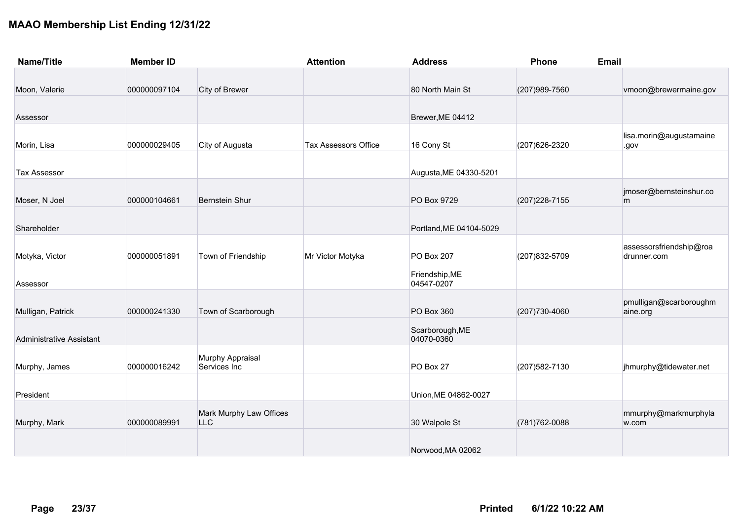## MAAO Membership List Ending 12/31/22

| Name/Title | Member ID | | Attention | Address | Phone | Email |
|---|---|---|---|---|---|---|
| Moon, Valerie | 000000097104 | City of Brewer | | 80 North Main St | (207)989-7560 | vmoon@brewermaine.gov |
| Assessor | | | | Brewer,ME 04412 | | |
| Morin, Lisa | 000000029405 | City of Augusta | Tax Assessors Office | 16 Cony St | (207)626-2320 | lisa.morin@augustamaine.gov |
| Tax Assessor | | | | Augusta,ME 04330-5201 | | |
| Moser, N Joel | 000000104661 | Bernstein Shur | | PO Box 9729 | (207)228-7155 | jmoser@bernsteinshur.com |
| Shareholder | | | | Portland,ME 04104-5029 | | |
| Motyka, Victor | 000000051891 | Town of Friendship | Mr Victor Motyka | PO Box 207 | (207)832-5709 | assessorsfriendship@roadrunner.com |
| Assessor | | | | Friendship,ME 04547-0207 | | |
| Mulligan, Patrick | 000000241330 | Town of Scarborough | | PO Box 360 | (207)730-4060 | pmulligan@scarboroughmaine.org |
| Administrative Assistant | | | | Scarborough,ME 04070-0360 | | |
| Murphy, James | 000000016242 | Murphy Appraisal Services Inc | | PO Box 27 | (207)582-7130 | jhmurphy@tidewater.net |
| President | | | | Union,ME 04862-0027 | | |
| Murphy, Mark | 000000089991 | Mark Murphy Law Offices LLC | | 30 Walpole St | (781)762-0088 | mmurphy@markmurphylaw.com |
| | | | | Norwood,MA 02062 | | |

**Printed** 6/1/22 10:22 AM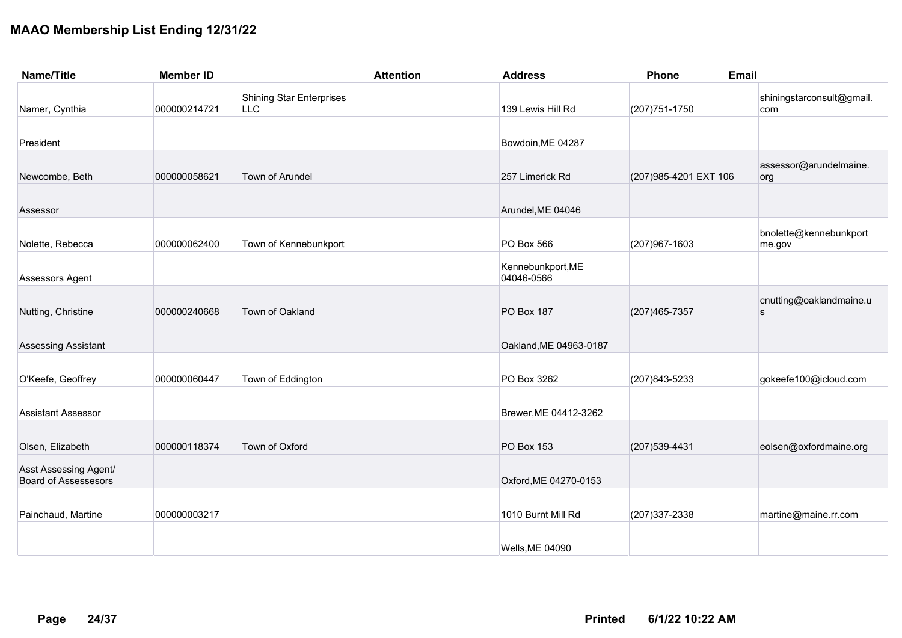# MAAO Membership List Ending 12/31/22

| Name/Title | Member ID | | Attention | Address | Phone | Email |
|---|---|---|---|---|---|---|
| Namer, Cynthia | 000000214721 | Shining Star Enterprises LLC | | 139 Lewis Hill Rd | (207)751-1750 | shiningstarconsult@gmail.com |
| President | | | | Bowdoin,ME 04287 | | |
| Newcombe, Beth | 000000058621 | Town of Arundel | | 257 Limerick Rd | (207)985-4201 EXT 106 | assessor@arundelmaine.org |
| Assessor | | | | Arundel,ME 04046 | | |
| Nolette, Rebecca | 000000062400 | Town of Kennebunkport | | PO Box 566 | (207)967-1603 | bnolette@kennebunkportme.gov |
| Assessors Agent | | | | Kennebunkport,ME 04046-0566 | | |
| Nutting, Christine | 000000240668 | Town of Oakland | | PO Box 187 | (207)465-7357 | cnutting@oaklandmaine.us |
| Assessing Assistant | | | | Oakland,ME 04963-0187 | | |
| O'Keefe, Geoffrey | 000000060447 | Town of Eddington | | PO Box 3262 | (207)843-5233 | gokeefe100@icloud.com |
| Assistant Assessor | | | | Brewer,ME 04412-3262 | | |
| Olsen, Elizabeth | 000000118374 | Town of Oxford | | PO Box 153 | (207)539-4431 | eolsen@oxfordmaine.org |
| Asst Assessing Agent/ Board of Assessesors | | | | Oxford,ME 04270-0153 | | |
| Painchaud, Martine | 000000003217 | | | 1010 Burnt Mill Rd | (207)337-2338 | martine@maine.rr.com |
| | | | | Wells,ME 04090 | | |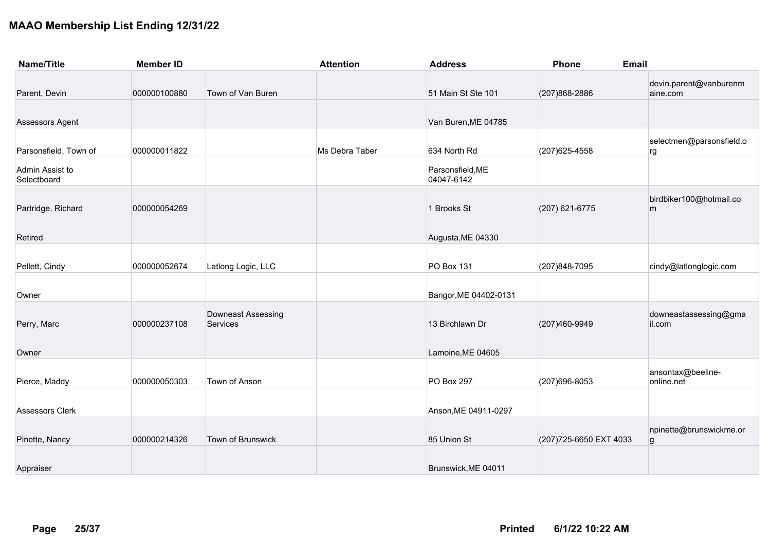# MAAO Membership List Ending 12/31/22

| Name/Title | Member ID | | Attention | Address | Phone | Email |
|---|---|---|---|---|---|---|
| Parent, Devin | 000000100880 | Town of Van Buren | | 51 Main St Ste 101 | (207)868-2886 | devin.parent@vanburenmaine.com |
| Assessors Agent | | | | Van Buren,ME 04785 | | |
| Parsonsfield, Town of | 000000011822 | | Ms Debra Taber | 634 North Rd | (207)625-4558 | selectmen@parsonsfield.org |
| Admin Assist to Selectboard | | | | Parsonsfield,ME 04047-6142 | | |
| Partridge, Richard | 000000054269 | | | 1 Brooks St | (207) 621-6775 | birdbiker100@hotmail.com |
| Retired | | | | Augusta,ME 04330 | | |
| Pellett, Cindy | 000000052674 | Latlong Logic, LLC | | PO Box 131 | (207)848-7095 | cindy@latlonglogic.com |
| Owner | | | | Bangor,ME 04402-0131 | | |
| Perry, Marc | 000000237108 | Downeast Assessing Services | | 13 Birchlawn Dr | (207)460-9949 | downeastassessing@gmail.com |
| Owner | | | | Lamoine,ME 04605 | | |
| Pierce, Maddy | 000000050303 | Town of Anson | | PO Box 297 | (207)696-8053 | ansontax@beeline-online.net |
| Assessors Clerk | | | | Anson,ME 04911-0297 | | |
| Pinette, Nancy | 000000214326 | Town of Brunswick | | 85 Union St | (207)725-6650 EXT 4033 | npinette@brunswickme.org |
| Appraiser | | | | Brunswick,ME 04011 | | |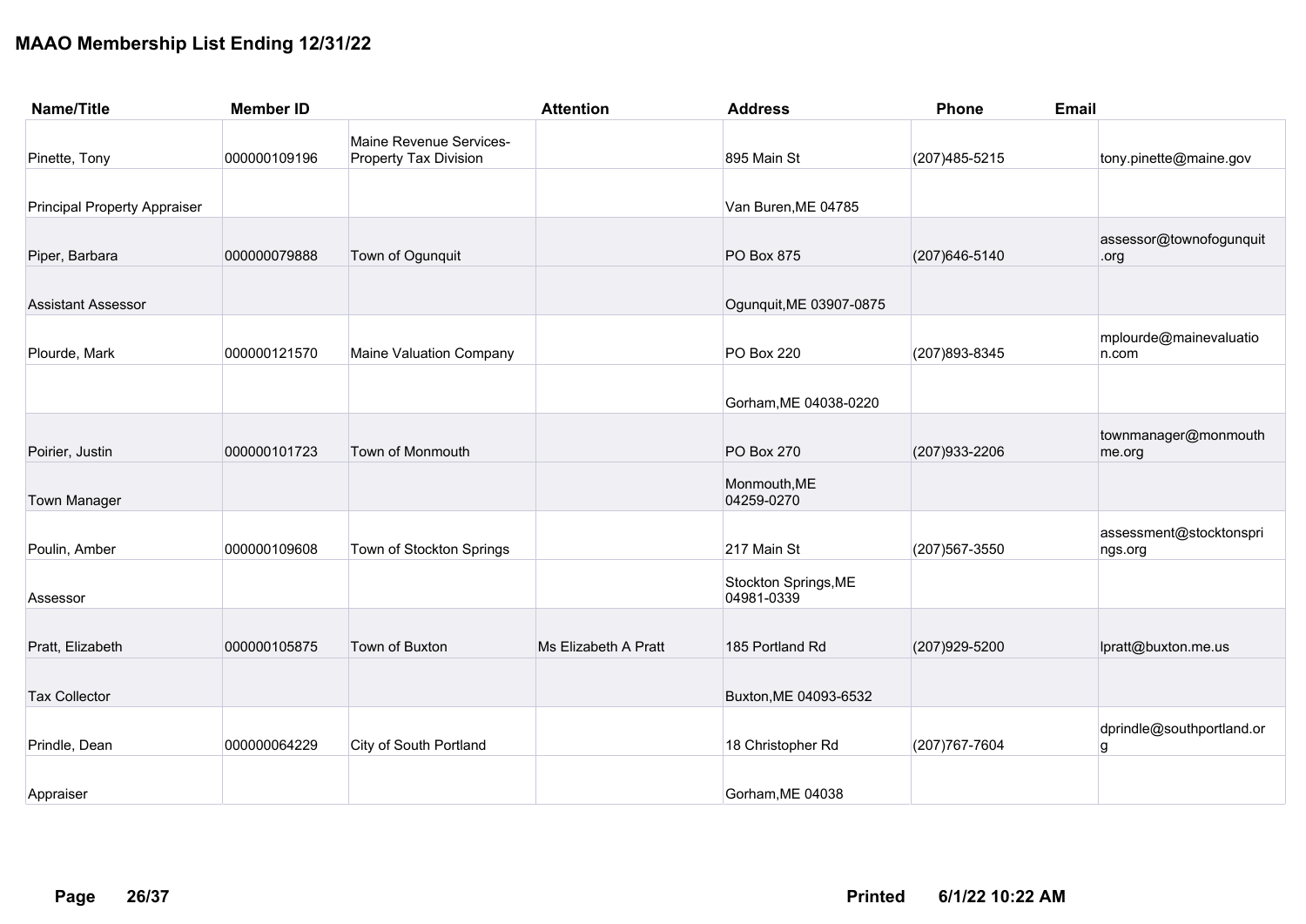# MAAO Membership List Ending 12/31/22

| Name/Title | Member ID | | Attention | Address | Phone | Email |
|---|---|---|---|---|---|---|
| Pinette, Tony | 000000109196 | Maine Revenue Services-Property Tax Division | | 895 Main St | (207)485-5215 | tony.pinette@maine.gov |
| Principal Property Appraiser | | | | Van Buren,ME 04785 | | |
| Piper, Barbara | 000000079888 | Town of Ogunquit | | PO Box 875 | (207)646-5140 | assessor@townofogunquit.org |
| Assistant Assessor | | | | Ogunquit,ME 03907-0875 | | |
| Plourde, Mark | 000000121570 | Maine Valuation Company | | PO Box 220 | (207)893-8345 | mplourde@mainevaluation.com |
| | | | | Gorham,ME 04038-0220 | | |
| Poirier, Justin | 000000101723 | Town of Monmouth | | PO Box 270 | (207)933-2206 | townmanager@monmouthme.org |
| Town Manager | | | | Monmouth,ME 04259-0270 | | |
| Poulin, Amber | 000000109608 | Town of Stockton Springs | | 217 Main St | (207)567-3550 | assessment@stocktonsprings.org |
| Assessor | | | | Stockton Springs,ME 04981-0339 | | |
| Pratt, Elizabeth | 000000105875 | Town of Buxton | Ms Elizabeth A Pratt | 185 Portland Rd | (207)929-5200 | lpratt@buxton.me.us |
| Tax Collector | | | | Buxton,ME 04093-6532 | | |
| Prindle, Dean | 000000064229 | City of South Portland | | 18 Christopher Rd | (207)767-7604 | dprindle@southportland.org |
| Appraiser | | | | Gorham,ME 04038 | | |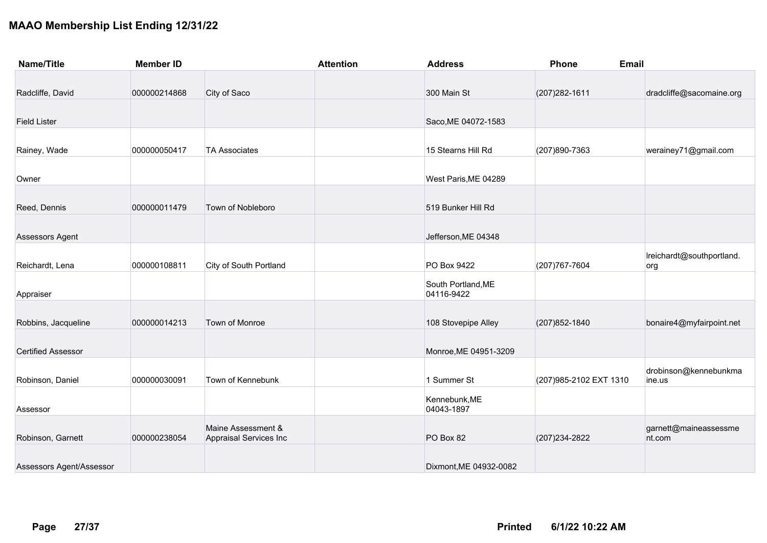# MAAO Membership List Ending 12/31/22

| Name/Title | Member ID | | Attention | Address | Phone | Email |
|---|---|---|---|---|---|---|
| Radcliffe, David | 000000214868 | City of Saco | | 300 Main St | (207)282-1611 | dradcliffe@sacomaine.org |
| Field Lister | | | | Saco,ME 04072-1583 | | |
| Rainey, Wade | 000000050417 | TA Associates | | 15 Stearns Hill Rd | (207)890-7363 | werainey71@gmail.com |
| Owner | | | | West Paris,ME 04289 | | |
| Reed, Dennis | 000000011479 | Town of Nobleboro | | 519 Bunker Hill Rd | | |
| Assessors Agent | | | | Jefferson,ME 04348 | | |
| Reichardt, Lena | 000000108811 | City of South Portland | | PO Box 9422 | (207)767-7604 | lreichardt@southportland.org |
| Appraiser | | | | South Portland,ME 04116-9422 | | |
| Robbins, Jacqueline | 000000014213 | Town of Monroe | | 108 Stovepipe Alley | (207)852-1840 | bonaire4@myfairpoint.net |
| Certified Assessor | | | | Monroe,ME 04951-3209 | | |
| Robinson, Daniel | 000000030091 | Town of Kennebunk | | 1 Summer St | (207)985-2102 EXT 1310 | drobinson@kennebunkmaine.us |
| Assessor | | | | Kennebunk,ME 04043-1897 | | |
| Robinson, Garnett | 000000238054 | Maine Assessment & Appraisal Services Inc | | PO Box 82 | (207)234-2822 | garnett@maineassessment.com |
| Assessors Agent/Assessor | | | | Dixmont,ME 04932-0082 | | |

Printed 6/1/22 10:22 AM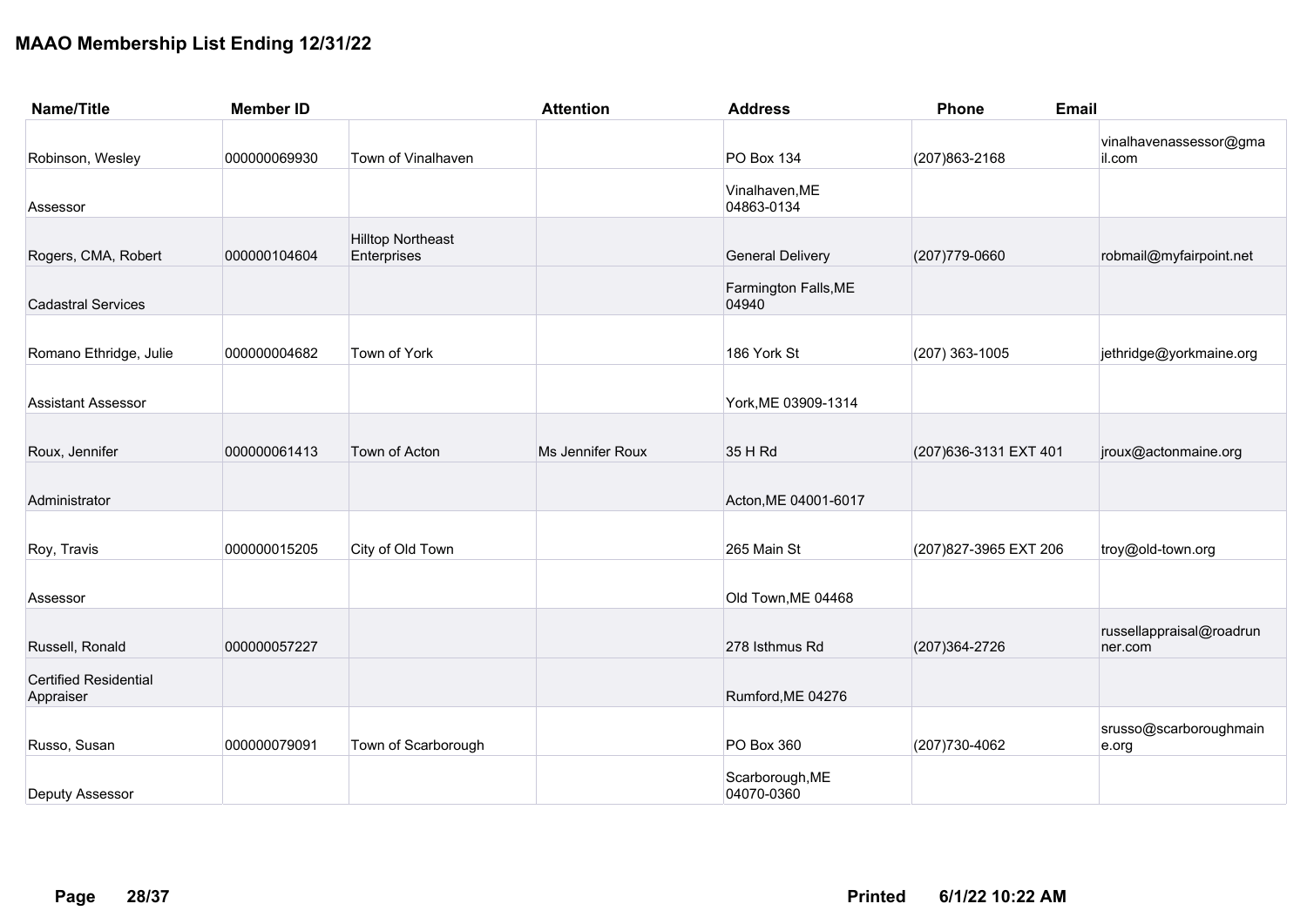# MAAO Membership List Ending 12/31/22

| Name/Title | Member ID | | Attention | Address | Phone | Email |
|---|---|---|---|---|---|---|
| Robinson, Wesley | 000000069930 | Town of Vinalhaven | | PO Box 134 | (207)863-2168 | vinalhavenassessor@gmail.com |
| Assessor | | | | Vinalhaven,ME 04863-0134 | | |
| Rogers, CMA, Robert | 000000104604 | Hilltop Northeast Enterprises | | General Delivery | (207)779-0660 | robmail@myfairpoint.net |
| Cadastral Services | | | | Farmington Falls,ME 04940 | | |
| Romano Ethridge, Julie | 000000004682 | Town of York | | 186 York St | (207) 363-1005 | jethridge@yorkmaine.org |
| Assistant Assessor | | | | York,ME 03909-1314 | | |
| Roux, Jennifer | 000000061413 | Town of Acton | Ms Jennifer Roux | 35 H Rd | (207)636-3131 EXT 401 | jroux@actonmaine.org |
| Administrator | | | | Acton,ME 04001-6017 | | |
| Roy, Travis | 000000015205 | City of Old Town | | 265 Main St | (207)827-3965 EXT 206 | troy@old-town.org |
| Assessor | | | | Old Town,ME 04468 | | |
| Russell, Ronald | 000000057227 | | | 278 Isthmus Rd | (207)364-2726 | russellappraisal@roadrunner.com |
| Certified Residential Appraiser | | | | Rumford,ME 04276 | | |
| Russo, Susan | 000000079091 | Town of Scarborough | | PO Box 360 | (207)730-4062 | srusso@scarboroughmaine.org |
| Deputy Assessor | | | | Scarborough,ME 04070-0360 | | |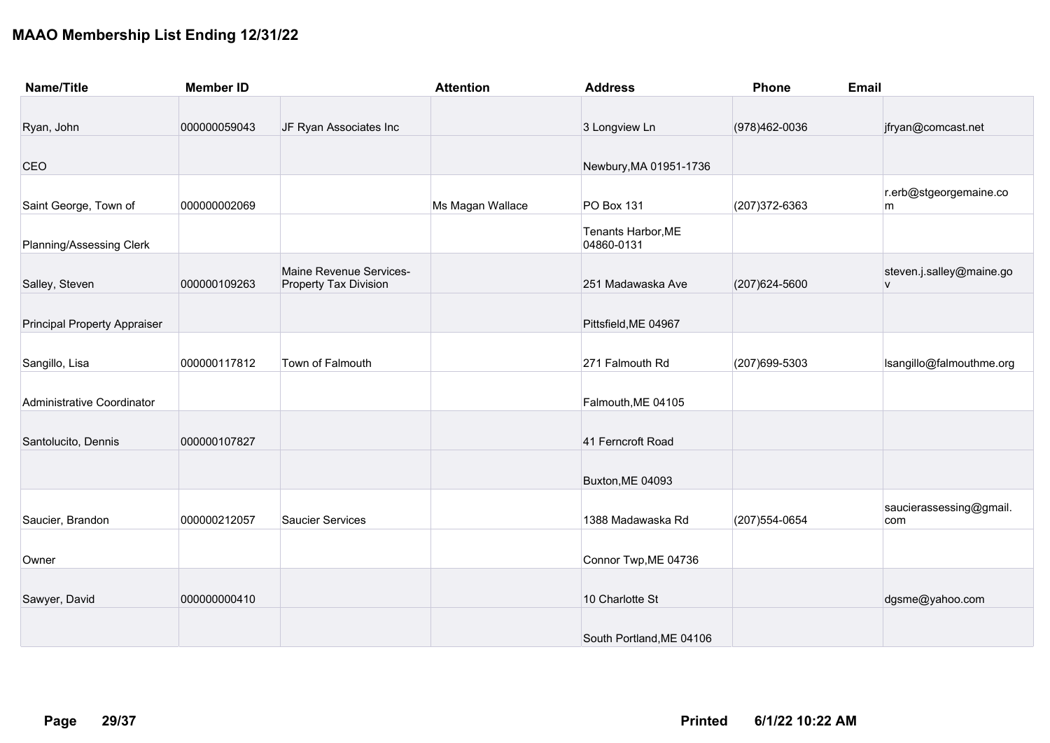## MAAO Membership List Ending 12/31/22

| Name/Title | Member ID | | Attention | Address | Phone | Email |
|---|---|---|---|---|---|---|
| Ryan, John | 000000059043 | JF Ryan Associates Inc | | 3 Longview Ln | (978)462-0036 | jfryan@comcast.net |
| CEO | | | | Newbury,MA 01951-1736 | | |
| Saint George, Town of | 000000002069 | | Ms Magan Wallace | PO Box 131 | (207)372-6363 | r.erb@stgeorgemaine.com |
| Planning/Assessing Clerk | | | | Tenants Harbor,ME 04860-0131 | | |
| Salley, Steven | 000000109263 | Maine Revenue Services-Property Tax Division | | 251 Madawaska Ave | (207)624-5600 | steven.j.salley@maine.gov |
| Principal Property Appraiser | | | | Pittsfield,ME 04967 | | |
| Sangillo, Lisa | 000000117812 | Town of Falmouth | | 271 Falmouth Rd | (207)699-5303 | lsangillo@falmouthme.org |
| Administrative Coordinator | | | | Falmouth,ME 04105 | | |
| Santolucito, Dennis | 000000107827 | | | 41 Ferncroft Road | | |
| | | | | Buxton,ME 04093 | | |
| Saucier, Brandon | 000000212057 | Saucier Services | | 1388 Madawaska Rd | (207)554-0654 | saucierassessing@gmail.com |
| Owner | | | | Connor Twp,ME 04736 | | |
| Sawyer, David | 000000000410 | | | 10 Charlotte St | | dgsme@yahoo.com |
| | | | | South Portland,ME 04106 | | |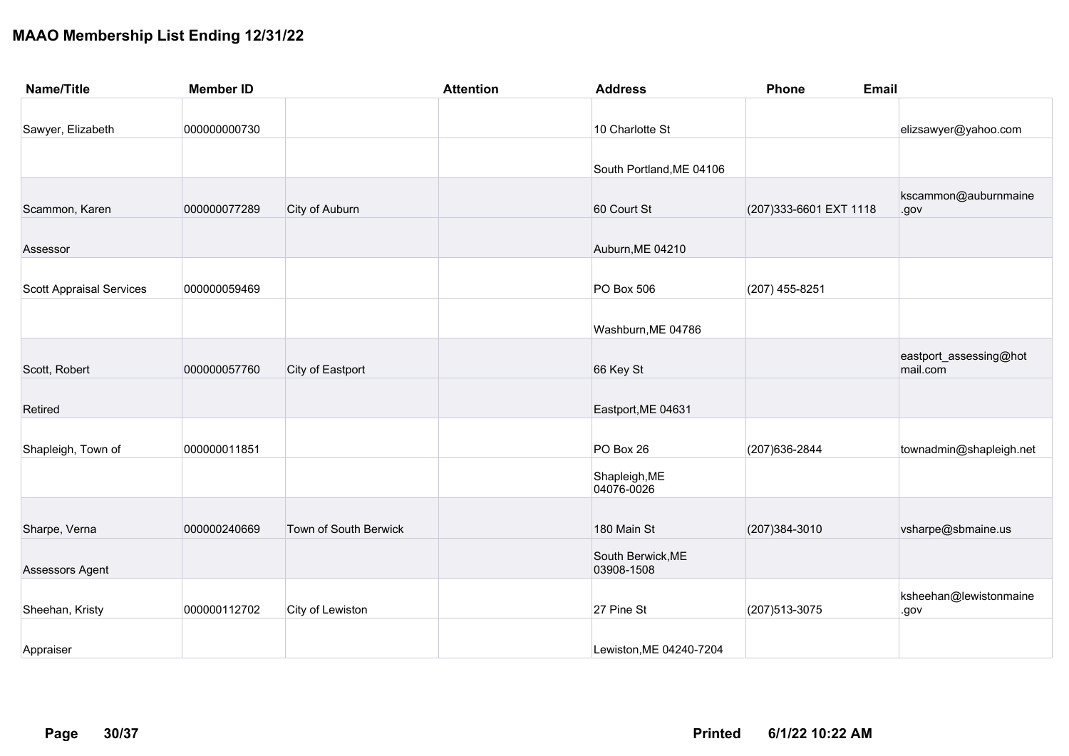## MAAO Membership List Ending 12/31/22

| Name/Title | Member ID | | Attention | Address | Phone | Email |
|---|---|---|---|---|---|---|
| Sawyer, Elizabeth | 000000000730 | | | 10 Charlotte St | | elizsawyer@yahoo.com |
| | | | | South Portland,ME 04106 | | |
| Scammon, Karen | 000000077289 | City of Auburn | | 60 Court St | (207)333-6601 EXT 1118 | kscammon@auburnmaine.gov |
| Assessor | | | | Auburn,ME 04210 | | |
| Scott Appraisal Services | 000000059469 | | | PO Box 506 | (207) 455-8251 | |
| | | | | Washburn,ME 04786 | | |
| Scott, Robert | 000000057760 | City of Eastport | | 66 Key St | | eastport_assessing@hotmail.com |
| Retired | | | | Eastport,ME 04631 | | |
| Shapleigh, Town of | 000000011851 | | | PO Box 26 | (207)636-2844 | townadmin@shapleigh.net |
| | | | | Shapleigh,ME 04076-0026 | | |
| Sharpe, Verna | 000000240669 | Town of South Berwick | | 180 Main St | (207)384-3010 | vsharpe@sbmaine.us |
| Assessors Agent | | | | South Berwick,ME 03908-1508 | | |
| Sheehan, Kristy | 000000112702 | City of Lewiston | | 27 Pine St | (207)513-3075 | ksheehan@lewistonmaine.gov |
| Appraiser | | | | Lewiston,ME 04240-7204 | | |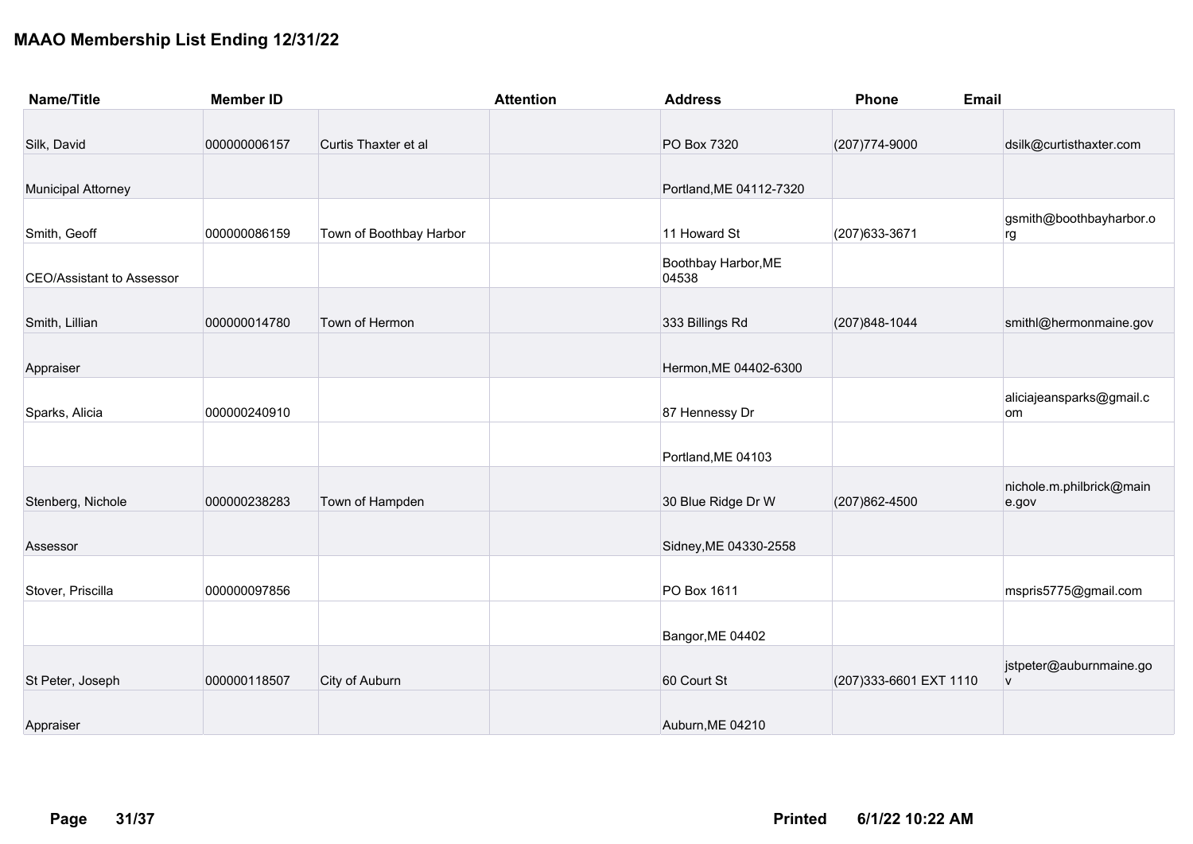# MAAO Membership List Ending 12/31/22

| Name/Title | Member ID | | Attention | Address | Phone | Email |
|---|---|---|---|---|---|---|
| Silk, David | 000000006157 | Curtis Thaxter et al | | PO Box 7320 | (207)774-9000 | dsilk@curtisthaxter.com |
| Municipal Attorney | | | | Portland,ME 04112-7320 | | |
| Smith, Geoff | 000000086159 | Town of Boothbay Harbor | | 11 Howard St | (207)633-3671 | gsmith@boothbayharbor.org |
| CEO/Assistant to Assessor | | | | Boothbay Harbor,ME 04538 | | |
| Smith, Lillian | 000000014780 | Town of Hermon | | 333 Billings Rd | (207)848-1044 | smithl@hermonmaine.gov |
| Appraiser | | | | Hermon,ME 04402-6300 | | |
| Sparks, Alicia | 000000240910 | | | 87 Hennessy Dr | | aliciajeansparks@gmail.com |
| | | | | Portland,ME 04103 | | |
| Stenberg, Nichole | 000000238283 | Town of Hampden | | 30 Blue Ridge Dr W | (207)862-4500 | nichole.m.philbrick@maine.gov |
| Assessor | | | | Sidney,ME 04330-2558 | | |
| Stover, Priscilla | 000000097856 | | | PO Box 1611 | | mspris5775@gmail.com |
| | | | | Bangor,ME 04402 | | |
| St Peter, Joseph | 000000118507 | City of Auburn | | 60 Court St | (207)333-6601 EXT 1110 | jstpeter@auburnmaine.gov |
| Appraiser | | | | Auburn,ME 04210 | | |

Printed 6/1/22 10:22 AM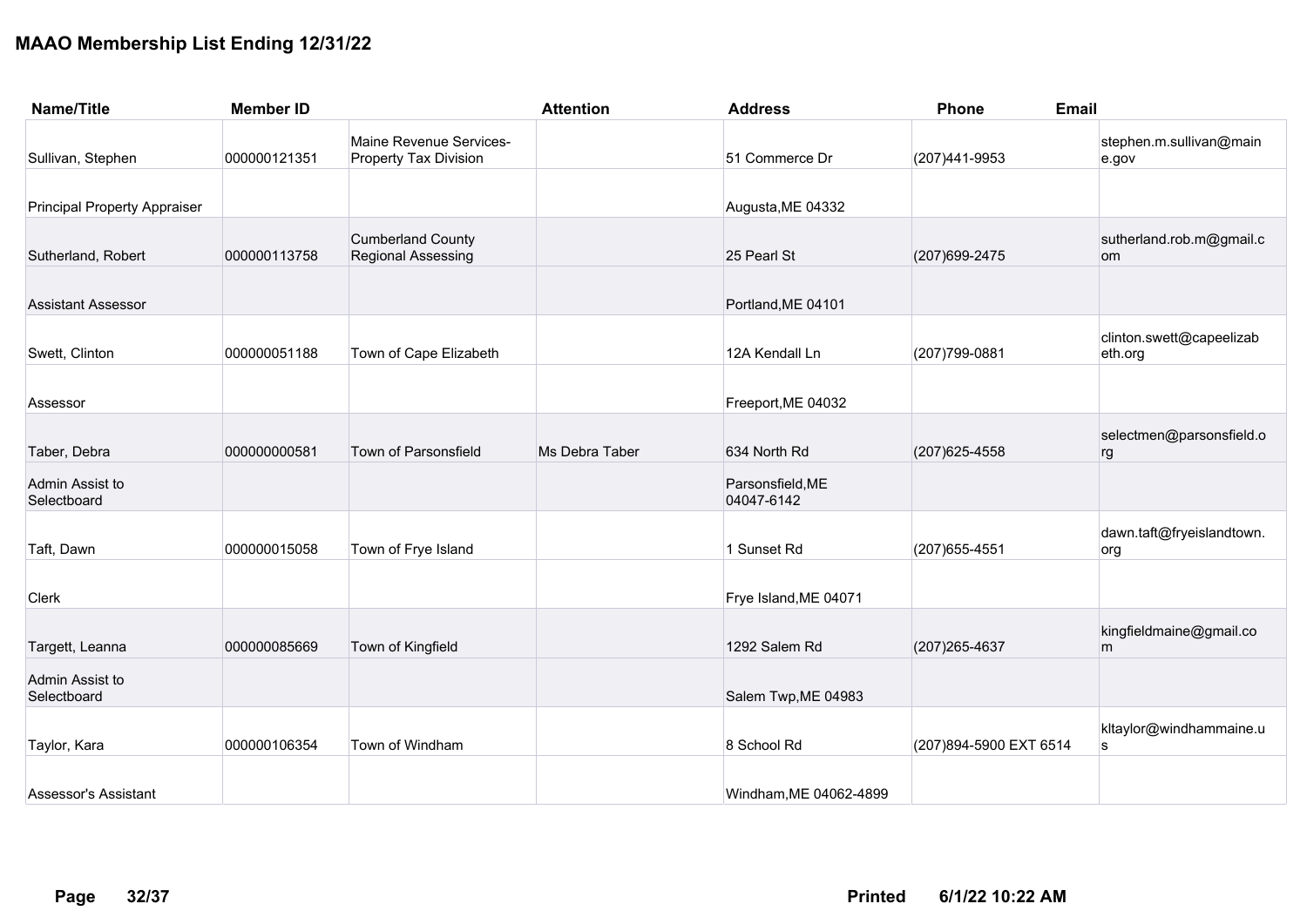# MAAO Membership List Ending 12/31/22

| Name/Title | Member ID | | Attention | Address | Phone | Email |
|---|---|---|---|---|---|---|
| Sullivan, Stephen | 000000121351 | Maine Revenue Services-Property Tax Division | | 51 Commerce Dr | (207)441-9953 | stephen.m.sullivan@maine.gov |
| Principal Property Appraiser | | | | Augusta,ME 04332 | | |
| Sutherland, Robert | 000000113758 | Cumberland County Regional Assessing | | 25 Pearl St | (207)699-2475 | sutherland.rob.m@gmail.com |
| Assistant Assessor | | | | Portland,ME 04101 | | |
| Swett, Clinton | 000000051188 | Town of Cape Elizabeth | | 12A Kendall Ln | (207)799-0881 | clinton.swett@capeelizabeth.org |
| Assessor | | | | Freeport,ME 04032 | | |
| Taber, Debra | 000000000581 | Town of Parsonsfield | Ms Debra Taber | 634 North Rd | (207)625-4558 | selectmen@parsonsfield.org |
| Admin Assist to Selectboard | | | | Parsonsfield,ME 04047-6142 | | |
| Taft, Dawn | 000000015058 | Town of Frye Island | | 1 Sunset Rd | (207)655-4551 | dawn.taft@fryeislandtown.org |
| Clerk | | | | Frye Island,ME 04071 | | |
| Targett, Leanna | 000000085669 | Town of Kingfield | | 1292 Salem Rd | (207)265-4637 | kingfieldmaine@gmail.com |
| Admin Assist to Selectboard | | | | Salem Twp,ME 04983 | | |
| Taylor, Kara | 000000106354 | Town of Windham | | 8 School Rd | (207)894-5900 EXT 6514 | kltaylor@windhammaine.us |
| Assessor's Assistant | | | | Windham,ME 04062-4899 | | |

Printed 6/1/22 10:22 AM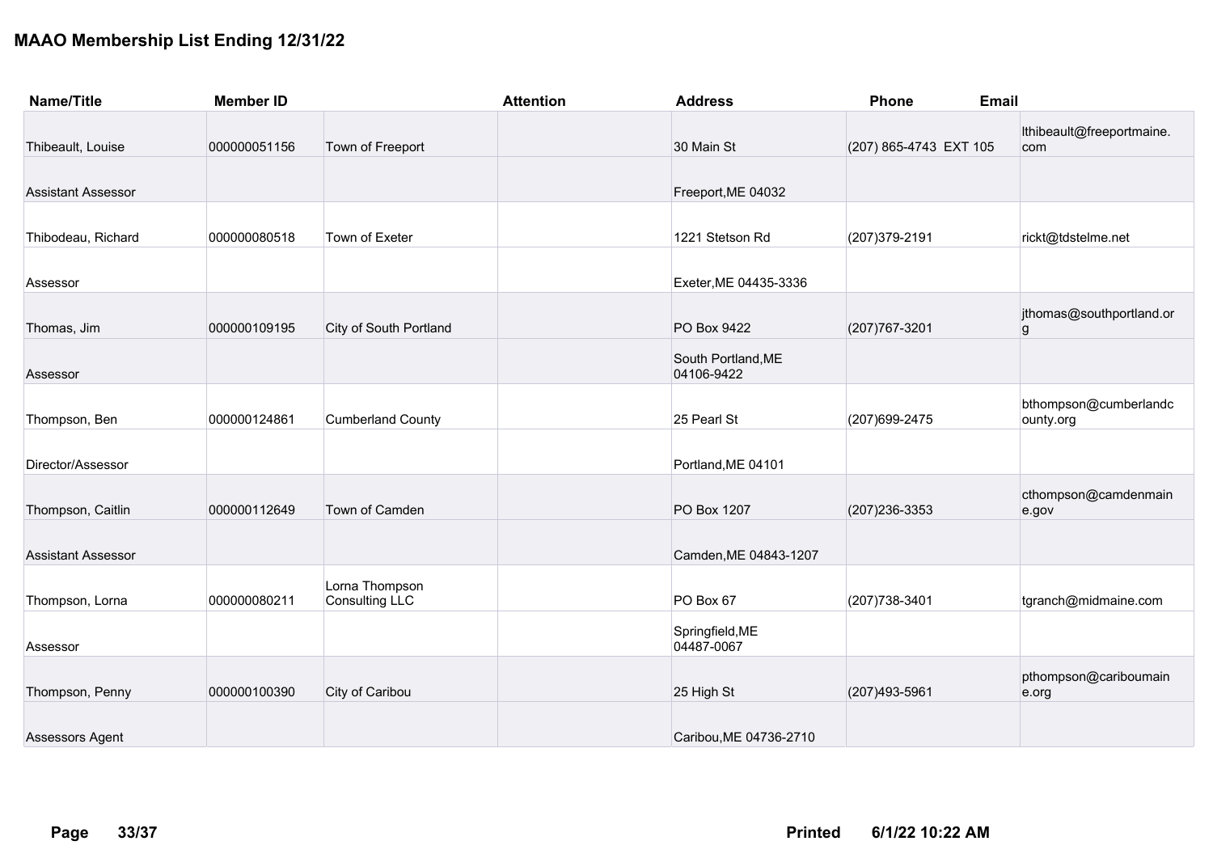# MAAO Membership List Ending 12/31/22

| Name/Title | Member ID | | Attention | Address | Phone | Email |
|---|---|---|---|---|---|---|
| Thibeault, Louise | 000000051156 | Town of Freeport | | 30 Main St | (207) 865-4743 EXT 105 | lthibeault@freeportmaine.com |
| Assistant Assessor | | | | Freeport,ME 04032 | | |
| Thibodeau, Richard | 000000080518 | Town of Exeter | | 1221 Stetson Rd | (207)379-2191 | rickt@tdstelme.net |
| Assessor | | | | Exeter,ME 04435-3336 | | |
| Thomas, Jim | 000000109195 | City of South Portland | | PO Box 9422 | (207)767-3201 | jthomas@southportland.org |
| Assessor | | | | South Portland,ME 04106-9422 | | |
| Thompson, Ben | 000000124861 | Cumberland County | | 25 Pearl St | (207)699-2475 | bthompson@cumberlandcounty.org |
| Director/Assessor | | | | Portland,ME 04101 | | |
| Thompson, Caitlin | 000000112649 | Town of Camden | | PO Box 1207 | (207)236-3353 | cthompson@camdenmaine.gov |
| Assistant Assessor | | | | Camden,ME 04843-1207 | | |
| Thompson, Lorna | 000000080211 | Lorna Thompson Consulting LLC | | PO Box 67 | (207)738-3401 | tgranch@midmaine.com |
| Assessor | | | | Springfield,ME 04487-0067 | | |
| Thompson, Penny | 000000100390 | City of Caribou | | 25 High St | (207)493-5961 | pthompson@cariboumaine.org |
| Assessors Agent | | | | Caribou,ME 04736-2710 | | |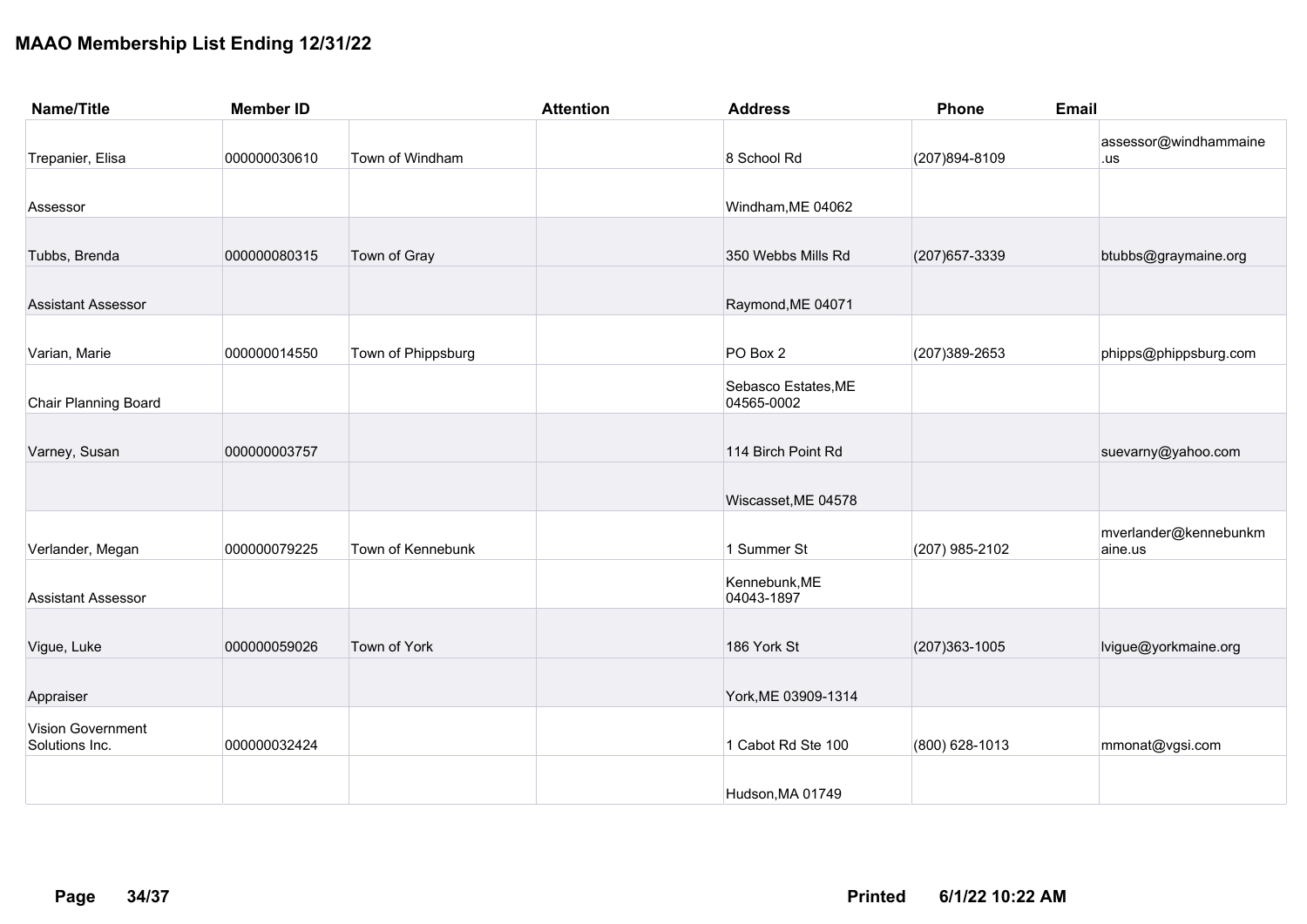# MAAO Membership List Ending 12/31/22

| Name/Title | Member ID | | Attention | Address | Phone | Email |
|---|---|---|---|---|---|---|
| Trepanier, Elisa | 000000030610 | Town of Windham | | 8 School Rd | (207)894-8109 | assessor@windhammaine.us |
| Assessor | | | | Windham,ME 04062 | | |
| Tubbs, Brenda | 000000080315 | Town of Gray | | 350 Webbs Mills Rd | (207)657-3339 | btubbs@graymaine.org |
| Assistant Assessor | | | | Raymond,ME 04071 | | |
| Varian, Marie | 000000014550 | Town of Phippsburg | | PO Box 2 | (207)389-2653 | phipps@phippsburg.com |
| Chair Planning Board | | | | Sebasco Estates,ME 04565-0002 | | |
| Varney, Susan | 000000003757 | | | 114 Birch Point Rd | | suevarny@yahoo.com |
| | | | | Wiscasset,ME 04578 | | |
| Verlander, Megan | 000000079225 | Town of Kennebunk | | 1 Summer St | (207) 985-2102 | mverlander@kennebunkmaine.us |
| Assistant Assessor | | | | Kennebunk,ME 04043-1897 | | |
| Vigue, Luke | 000000059026 | Town of York | | 186 York St | (207)363-1005 | lvigue@yorkmaine.org |
| Appraiser | | | | York,ME 03909-1314 | | |
| Vision Government Solutions Inc. | 000000032424 | | | 1 Cabot Rd Ste 100 | (800) 628-1013 | mmonat@vgsi.com |
| | | | | Hudson,MA 01749 | | |

Printed 6/1/22 10:22 AM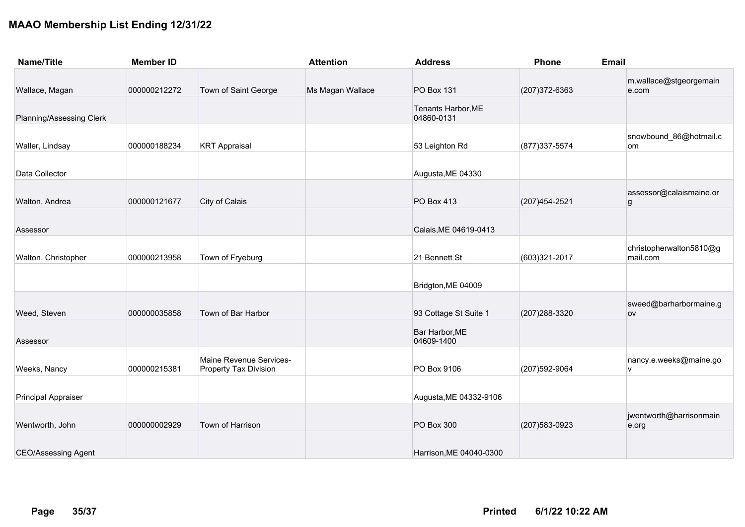# MAAO Membership List Ending 12/31/22

| Name/Title | Member ID | | Attention | Address | Phone | Email |
|---|---|---|---|---|---|---|
| Wallace, Magan | 000000212272 | Town of Saint George | Ms Magan Wallace | PO Box 131 | (207)372-6363 | m.wallace@stgeorgemaine.com |
| Planning/Assessing Clerk | | | | Tenants Harbor,ME 04860-0131 | | |
| Waller, Lindsay | 000000188234 | KRT Appraisal | | 53 Leighton Rd | (877)337-5574 | snowbound_86@hotmail.com |
| Data Collector | | | | Augusta,ME 04330 | | |
| Walton, Andrea | 000000121677 | City of Calais | | PO Box 413 | (207)454-2521 | assessor@calaismaine.org |
| Assessor | | | | Calais,ME 04619-0413 | | |
| Walton, Christopher | 000000213958 | Town of Fryeburg | | 21 Bennett St | (603)321-2017 | christopherwalton5810@gmail.com |
| | | | | Bridgton,ME 04009 | | |
| Weed, Steven | 000000035858 | Town of Bar Harbor | | 93 Cottage St Suite 1 | (207)288-3320 | sweed@barharbormaine.gov |
| Assessor | | | | Bar Harbor,ME 04609-1400 | | |
| Weeks, Nancy | 000000215381 | Maine Revenue Services-Property Tax Division | | PO Box 9106 | (207)592-9064 | nancy.e.weeks@maine.gov |
| Principal Appraiser | | | | Augusta,ME 04332-9106 | | |
| Wentworth, John | 000000002929 | Town of Harrison | | PO Box 300 | (207)583-0923 | jwentworth@harrisonmaine.org |
| CEO/Assessing Agent | | | | Harrison,ME 04040-0300 | | |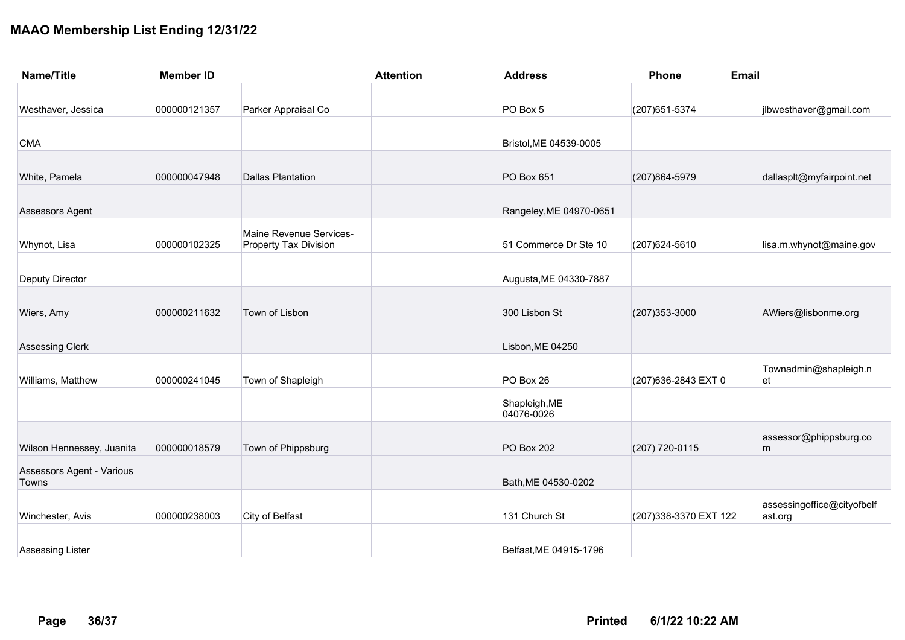# MAAO Membership List Ending 12/31/22

| Name/Title | Member ID | | Attention | Address | Phone | Email |
|---|---|---|---|---|---|---|
| Westhaver, Jessica | 000000121357 | Parker Appraisal Co | | PO Box 5 | (207)651-5374 | jlbwesthaver@gmail.com |
| CMA | | | | Bristol,ME 04539-0005 | | |
| White, Pamela | 000000047948 | Dallas Plantation | | PO Box 651 | (207)864-5979 | dallasplt@myfairpoint.net |
| Assessors Agent | | | | Rangeley,ME 04970-0651 | | |
| Whynot, Lisa | 000000102325 | Maine Revenue Services-Property Tax Division | | 51 Commerce Dr Ste 10 | (207)624-5610 | lisa.m.whynot@maine.gov |
| Deputy Director | | | | Augusta,ME 04330-7887 | | |
| Wiers, Amy | 000000211632 | Town of Lisbon | | 300 Lisbon St | (207)353-3000 | AWiers@lisbonme.org |
| Assessing Clerk | | | | Lisbon,ME 04250 | | |
| Williams, Matthew | 000000241045 | Town of Shapleigh | | PO Box 26 | (207)636-2843 EXT 0 | Townadmin@shapleigh.net |
| | | | | Shapleigh,ME 04076-0026 | | |
| Wilson Hennessey, Juanita | 000000018579 | Town of Phippsburg | | PO Box 202 | (207) 720-0115 | assessor@phippsburg.com |
| Assessors Agent - Various Towns | | | | Bath,ME 04530-0202 | | |
| Winchester, Avis | 000000238003 | City of Belfast | | 131 Church St | (207)338-3370 EXT 122 | assessingoffice@cityofbelfast.org |
| Assessing Lister | | | | Belfast,ME 04915-1796 | | |

Printed 6/1/22 10:22 AM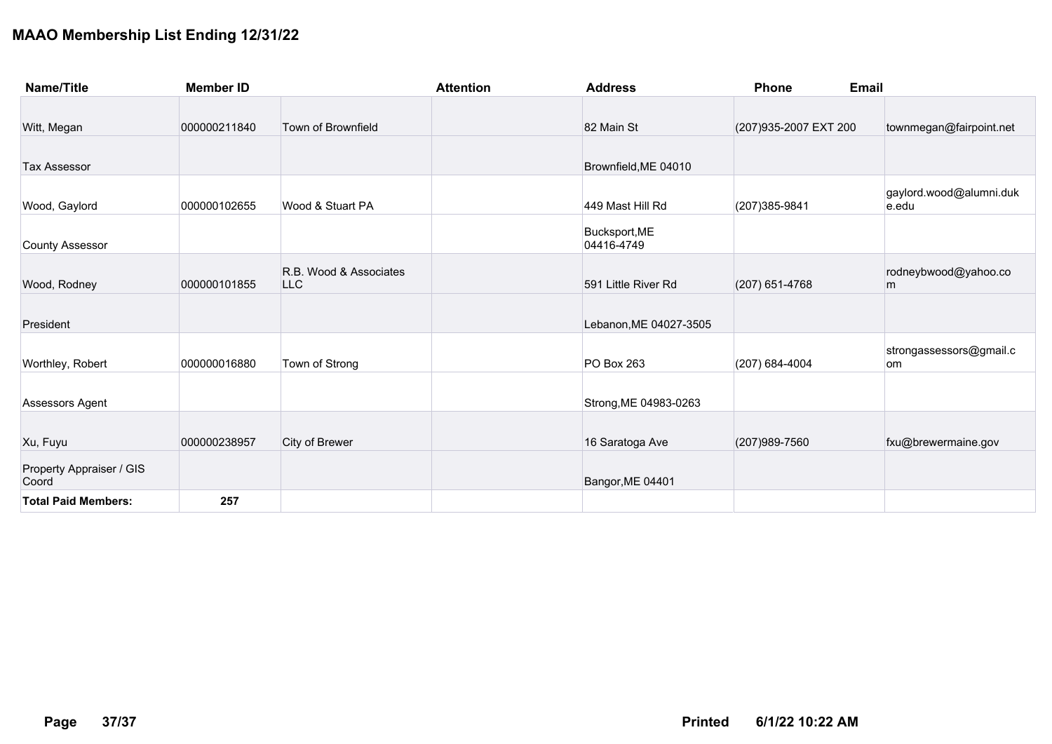# MAAO Membership List Ending 12/31/22

| Name/Title | Member ID | | Attention | Address | Phone | Email |
|---|---|---|---|---|---|---|
| Witt, Megan | 000000211840 | Town of Brownfield | | 82 Main St | (207)935-2007 EXT 200 | townmegan@fairpoint.net |
| Tax Assessor | | | | Brownfield,ME 04010 | | |
| Wood, Gaylord | 000000102655 | Wood & Stuart PA | | 449 Mast Hill Rd | (207)385-9841 | gaylord.wood@alumni.duke.edu |
| County Assessor | | | | Bucksport,ME 04416-4749 | | |
| Wood, Rodney | 000000101855 | R.B. Wood & Associates LLC | | 591 Little River Rd | (207) 651-4768 | rodneybwood@yahoo.com |
| President | | | | Lebanon,ME 04027-3505 | | |
| Worthley, Robert | 000000016880 | Town of Strong | | PO Box 263 | (207) 684-4004 | strongassessors@gmail.com |
| Assessors Agent | | | | Strong,ME 04983-0263 | | |
| Xu, Fuyu | 000000238957 | City of Brewer | | 16 Saratoga Ave | (207)989-7560 | fxu@brewermaine.gov |
| Property Appraiser / GIS Coord | | | | Bangor,ME 04401 | | |
| **Total Paid Members:** | **257** | | | | | |

**Printed 6/1/22 10:22 AM**